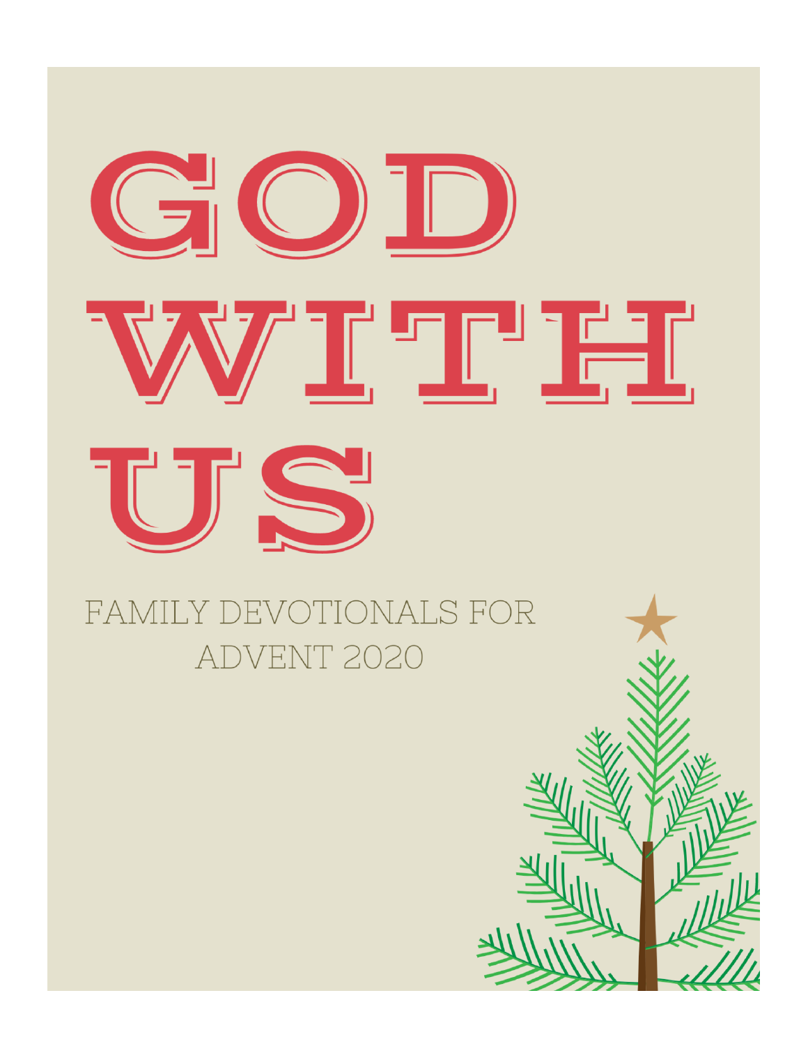# GOD WITH US

FAMILY DEVOTIONALS FOR ADVENT 2020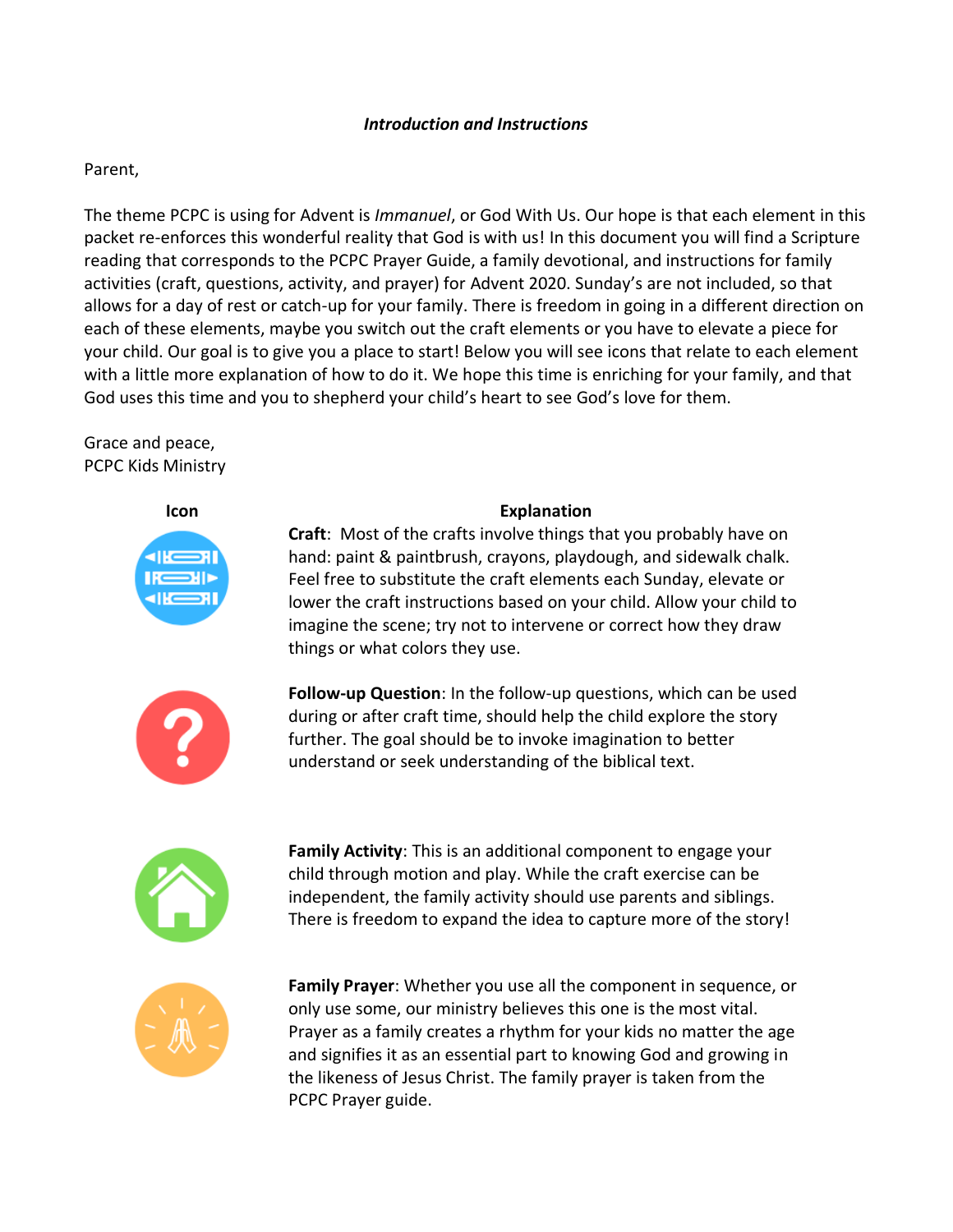***Introduction and Instructions***

Parent,

The theme PCPC is using for Advent is *Immanuel*, or God With Us. Our hope is that each element in this packet re-enforces this wonderful reality that God is with us! In this document you will find a Scripture reading that corresponds to the PCPC Prayer Guide, a family devotional, and instructions for family activities (craft, questions, activity, and prayer) for Advent 2020. Sunday's are not included, so that allows for a day of rest or catch-up for your family. There is freedom in going in a different direction on each of these elements, maybe you switch out the craft elements or you have to elevate a piece for your child. Our goal is to give you a place to start! Below you will see icons that relate to each element with a little more explanation of how to do it. We hope this time is enriching for your family, and that God uses this time and you to shepherd your child's heart to see God's love for them.

Grace and peace,
PCPC Kids Ministry

| Icon | Explanation |
| --- | --- |
| | **Craft**: Most of the crafts involve things that you probably have on hand: paint & paintbrush, crayons, playdough, and sidewalk chalk. Feel free to substitute the craft elements each Sunday, elevate or lower the craft instructions based on your child. Allow your child to imagine the scene; try not to intervene or correct how they draw things or what colors they use. |
| | **Follow-up Question**: In the follow-up questions, which can be used during or after craft time, should help the child explore the story further. The goal should be to invoke imagination to better understand or seek understanding of the biblical text. |
| | **Family Activity**: This is an additional component to engage your child through motion and play. While the craft exercise can be independent, the family activity should use parents and siblings. There is freedom to expand the idea to capture more of the story! |
| | **Family Prayer**: Whether you use all the component in sequence, or only use some, our ministry believes this one is the most vital. Prayer as a family creates a rhythm for your kids no matter the age and signifies it as an essential part to knowing God and growing in the likeness of Jesus Christ. The family prayer is taken from the PCPC Prayer guide. |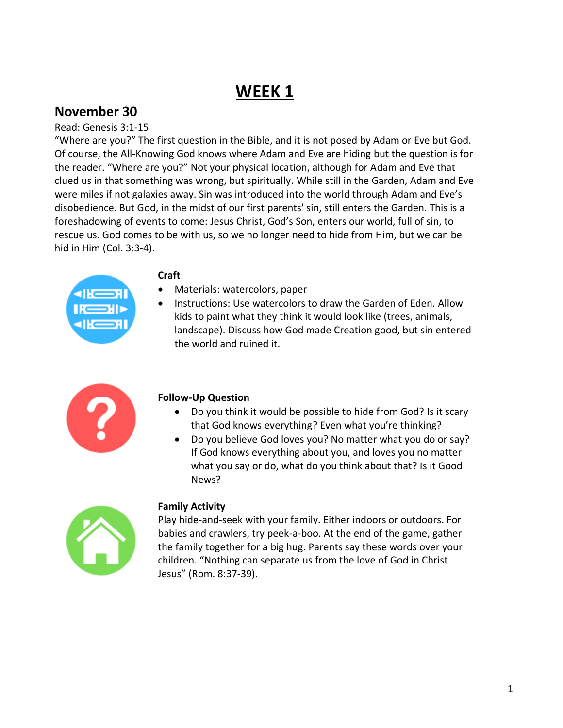# WEEK 1

## November 30

Read: Genesis 3:1-15

"Where are you?" The first question in the Bible, and it is not posed by Adam or Eve but God. Of course, the All-Knowing God knows where Adam and Eve are hiding but the question is for the reader. "Where are you?" Not your physical location, although for Adam and Eve that clued us in that something was wrong, but spiritually. While still in the Garden, Adam and Eve were miles if not galaxies away. Sin was introduced into the world through Adam and Eve's disobedience. But God, in the midst of our first parents' sin, still enters the Garden. This is a foreshadowing of events to come: Jesus Christ, God's Son, enters our world, full of sin, to rescue us. God comes to be with us, so we no longer need to hide from Him, but we can be hid in Him (Col. 3:3-4).

**Craft**

- Materials: watercolors, paper
- Instructions: Use watercolors to draw the Garden of Eden. Allow kids to paint what they think it would look like (trees, animals, landscape). Discuss how God made Creation good, but sin entered the world and ruined it.

**Follow-Up Question**

- Do you think it would be possible to hide from God? Is it scary that God knows everything? Even what you're thinking?
- Do you believe God loves you? No matter what you do or say? If God knows everything about you, and loves you no matter what you say or do, what do you think about that? Is it Good News?

**Family Activity**

Play hide-and-seek with your family. Either indoors or outdoors. For babies and crawlers, try peek-a-boo. At the end of the game, gather the family together for a big hug. Parents say these words over your children. "Nothing can separate us from the love of God in Christ Jesus" (Rom. 8:37-39).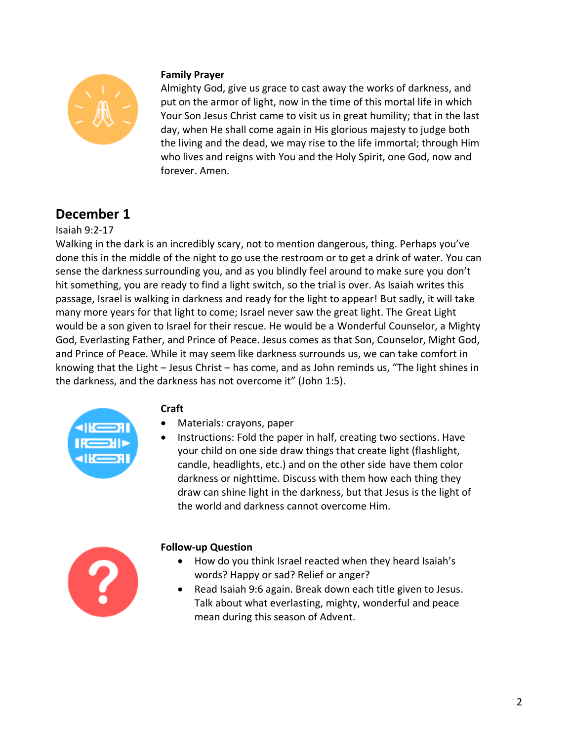**Family Prayer**

Almighty God, give us grace to cast away the works of darkness, and put on the armor of light, now in the time of this mortal life in which Your Son Jesus Christ came to visit us in great humility; that in the last day, when He shall come again in His glorious majesty to judge both the living and the dead, we may rise to the life immortal; through Him who lives and reigns with You and the Holy Spirit, one God, now and forever. Amen.

## December 1

Isaiah 9:2-17

Walking in the dark is an incredibly scary, not to mention dangerous, thing. Perhaps you've done this in the middle of the night to go use the restroom or to get a drink of water. You can sense the darkness surrounding you, and as you blindly feel around to make sure you don't hit something, you are ready to find a light switch, so the trial is over. As Isaiah writes this passage, Israel is walking in darkness and ready for the light to appear! But sadly, it will take many more years for that light to come; Israel never saw the great light. The Great Light would be a son given to Israel for their rescue. He would be a Wonderful Counselor, a Mighty God, Everlasting Father, and Prince of Peace. Jesus comes as that Son, Counselor, Might God, and Prince of Peace. While it may seem like darkness surrounds us, we can take comfort in knowing that the Light – Jesus Christ – has come, and as John reminds us, "The light shines in the darkness, and the darkness has not overcome it" (John 1:5).

**Craft**

- Materials: crayons, paper
- Instructions: Fold the paper in half, creating two sections. Have your child on one side draw things that create light (flashlight, candle, headlights, etc.) and on the other side have them color darkness or nighttime. Discuss with them how each thing they draw can shine light in the darkness, but that Jesus is the light of the world and darkness cannot overcome Him.

**Follow-up Question**

- How do you think Israel reacted when they heard Isaiah's words? Happy or sad? Relief or anger?
- Read Isaiah 9:6 again. Break down each title given to Jesus. Talk about what everlasting, mighty, wonderful and peace mean during this season of Advent.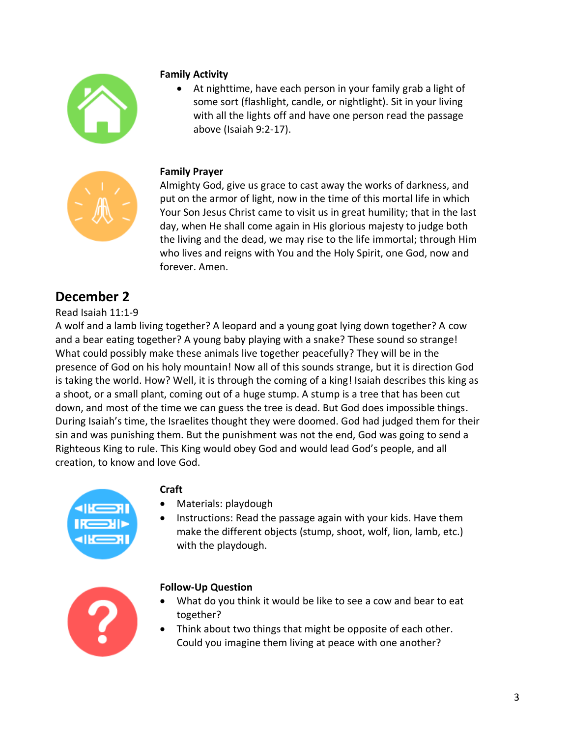**Family Activity**

- At nighttime, have each person in your family grab a light of some sort (flashlight, candle, or nightlight). Sit in your living with all the lights off and have one person read the passage above (Isaiah 9:2-17).

**Family Prayer**

Almighty God, give us grace to cast away the works of darkness, and put on the armor of light, now in the time of this mortal life in which Your Son Jesus Christ came to visit us in great humility; that in the last day, when He shall come again in His glorious majesty to judge both the living and the dead, we may rise to the life immortal; through Him who lives and reigns with You and the Holy Spirit, one God, now and forever. Amen.

## December 2

Read Isaiah 11:1-9

A wolf and a lamb living together? A leopard and a young goat lying down together? A cow and a bear eating together? A young baby playing with a snake? These sound so strange! What could possibly make these animals live together peacefully? They will be in the presence of God on his holy mountain! Now all of this sounds strange, but it is direction God is taking the world. How? Well, it is through the coming of a king! Isaiah describes this king as a shoot, or a small plant, coming out of a huge stump. A stump is a tree that has been cut down, and most of the time we can guess the tree is dead. But God does impossible things. During Isaiah's time, the Israelites thought they were doomed. God had judged them for their sin and was punishing them. But the punishment was not the end, God was going to send a Righteous King to rule. This King would obey God and would lead God's people, and all creation, to know and love God.

**Craft**

- Materials: playdough
- Instructions: Read the passage again with your kids. Have them make the different objects (stump, shoot, wolf, lion, lamb, etc.) with the playdough.

**Follow-Up Question**

- What do you think it would be like to see a cow and bear to eat together?
- Think about two things that might be opposite of each other. Could you imagine them living at peace with one another?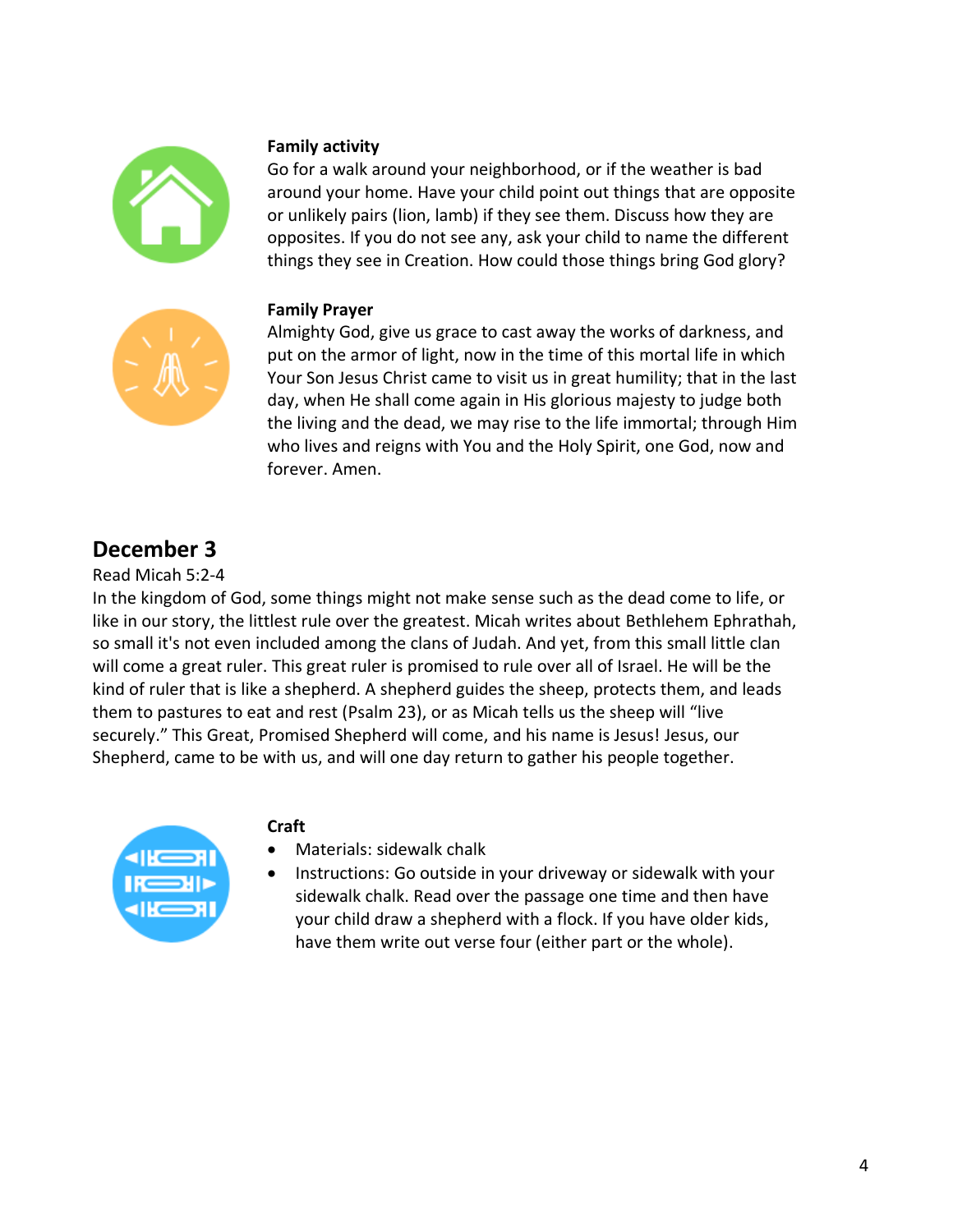**Family activity**

Go for a walk around your neighborhood, or if the weather is bad around your home. Have your child point out things that are opposite or unlikely pairs (lion, lamb) if they see them. Discuss how they are opposites. If you do not see any, ask your child to name the different things they see in Creation. How could those things bring God glory?

**Family Prayer**

Almighty God, give us grace to cast away the works of darkness, and put on the armor of light, now in the time of this mortal life in which Your Son Jesus Christ came to visit us in great humility; that in the last day, when He shall come again in His glorious majesty to judge both the living and the dead, we may rise to the life immortal; through Him who lives and reigns with You and the Holy Spirit, one God, now and forever. Amen.

## December 3

Read Micah 5:2-4

In the kingdom of God, some things might not make sense such as the dead come to life, or like in our story, the littlest rule over the greatest. Micah writes about Bethlehem Ephrathah, so small it's not even included among the clans of Judah. And yet, from this small little clan will come a great ruler. This great ruler is promised to rule over all of Israel. He will be the kind of ruler that is like a shepherd. A shepherd guides the sheep, protects them, and leads them to pastures to eat and rest (Psalm 23), or as Micah tells us the sheep will "live securely." This Great, Promised Shepherd will come, and his name is Jesus! Jesus, our Shepherd, came to be with us, and will one day return to gather his people together.

**Craft**

- Materials: sidewalk chalk
- Instructions: Go outside in your driveway or sidewalk with your sidewalk chalk. Read over the passage one time and then have your child draw a shepherd with a flock. If you have older kids, have them write out verse four (either part or the whole).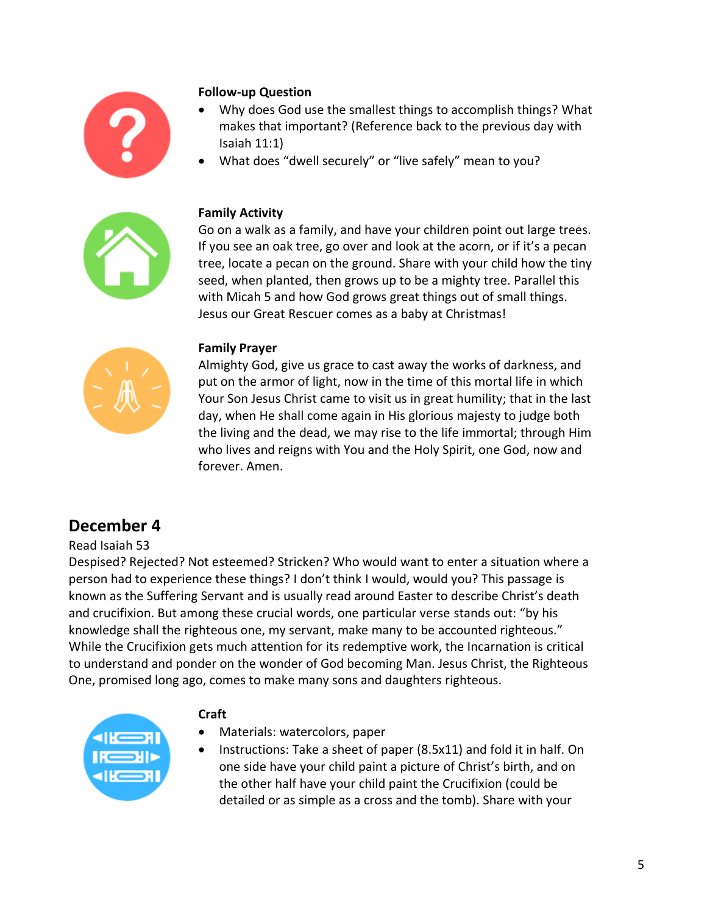**Follow-up Question**

- Why does God use the smallest things to accomplish things? What makes that important? (Reference back to the previous day with Isaiah 11:1)
- What does "dwell securely" or "live safely" mean to you?

**Family Activity**

Go on a walk as a family, and have your children point out large trees. If you see an oak tree, go over and look at the acorn, or if it's a pecan tree, locate a pecan on the ground. Share with your child how the tiny seed, when planted, then grows up to be a mighty tree. Parallel this with Micah 5 and how God grows great things out of small things. Jesus our Great Rescuer comes as a baby at Christmas!

**Family Prayer**

Almighty God, give us grace to cast away the works of darkness, and put on the armor of light, now in the time of this mortal life in which Your Son Jesus Christ came to visit us in great humility; that in the last day, when He shall come again in His glorious majesty to judge both the living and the dead, we may rise to the life immortal; through Him who lives and reigns with You and the Holy Spirit, one God, now and forever. Amen.

## December 4

Read Isaiah 53

Despised? Rejected? Not esteemed? Stricken? Who would want to enter a situation where a person had to experience these things? I don't think I would, would you? This passage is known as the Suffering Servant and is usually read around Easter to describe Christ's death and crucifixion. But among these crucial words, one particular verse stands out: "by his knowledge shall the righteous one, my servant, make many to be accounted righteous." While the Crucifixion gets much attention for its redemptive work, the Incarnation is critical to understand and ponder on the wonder of God becoming Man. Jesus Christ, the Righteous One, promised long ago, comes to make many sons and daughters righteous.

**Craft**

- Materials: watercolors, paper
- Instructions: Take a sheet of paper (8.5x11) and fold it in half. On one side have your child paint a picture of Christ's birth, and on the other half have your child paint the Crucifixion (could be detailed or as simple as a cross and the tomb). Share with your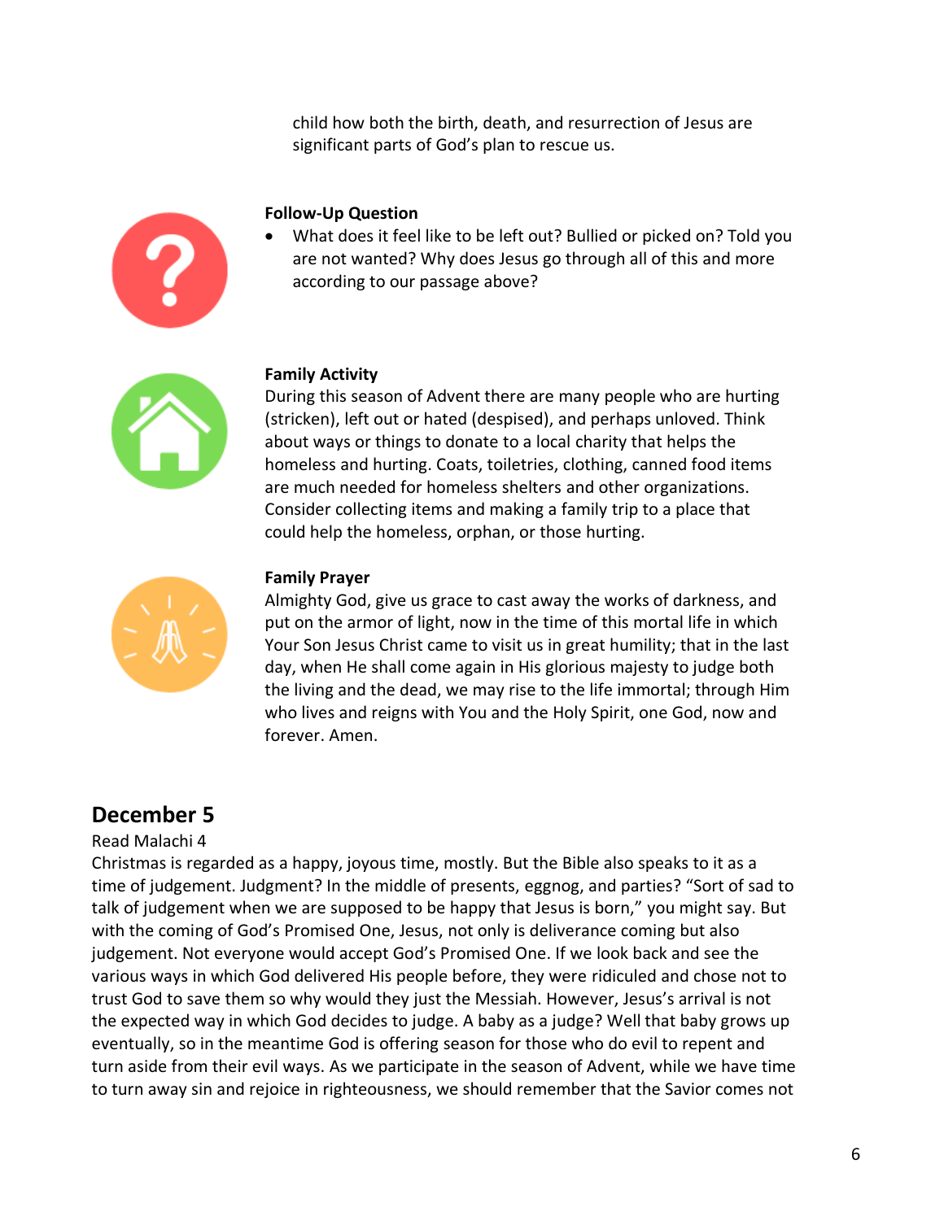child how both the birth, death, and resurrection of Jesus are significant parts of God's plan to rescue us.

**Follow-Up Question**

- What does it feel like to be left out? Bullied or picked on? Told you are not wanted? Why does Jesus go through all of this and more according to our passage above?

**Family Activity**

During this season of Advent there are many people who are hurting (stricken), left out or hated (despised), and perhaps unloved. Think about ways or things to donate to a local charity that helps the homeless and hurting. Coats, toiletries, clothing, canned food items are much needed for homeless shelters and other organizations. Consider collecting items and making a family trip to a place that could help the homeless, orphan, or those hurting.

**Family Prayer**

Almighty God, give us grace to cast away the works of darkness, and put on the armor of light, now in the time of this mortal life in which Your Son Jesus Christ came to visit us in great humility; that in the last day, when He shall come again in His glorious majesty to judge both the living and the dead, we may rise to the life immortal; through Him who lives and reigns with You and the Holy Spirit, one God, now and forever. Amen.

## December 5

Read Malachi 4

Christmas is regarded as a happy, joyous time, mostly. But the Bible also speaks to it as a time of judgement. Judgment? In the middle of presents, eggnog, and parties? "Sort of sad to talk of judgement when we are supposed to be happy that Jesus is born," you might say. But with the coming of God's Promised One, Jesus, not only is deliverance coming but also judgement. Not everyone would accept God's Promised One. If we look back and see the various ways in which God delivered His people before, they were ridiculed and chose not to trust God to save them so why would they just the Messiah. However, Jesus's arrival is not the expected way in which God decides to judge. A baby as a judge? Well that baby grows up eventually, so in the meantime God is offering season for those who do evil to repent and turn aside from their evil ways. As we participate in the season of Advent, while we have time to turn away sin and rejoice in righteousness, we should remember that the Savior comes not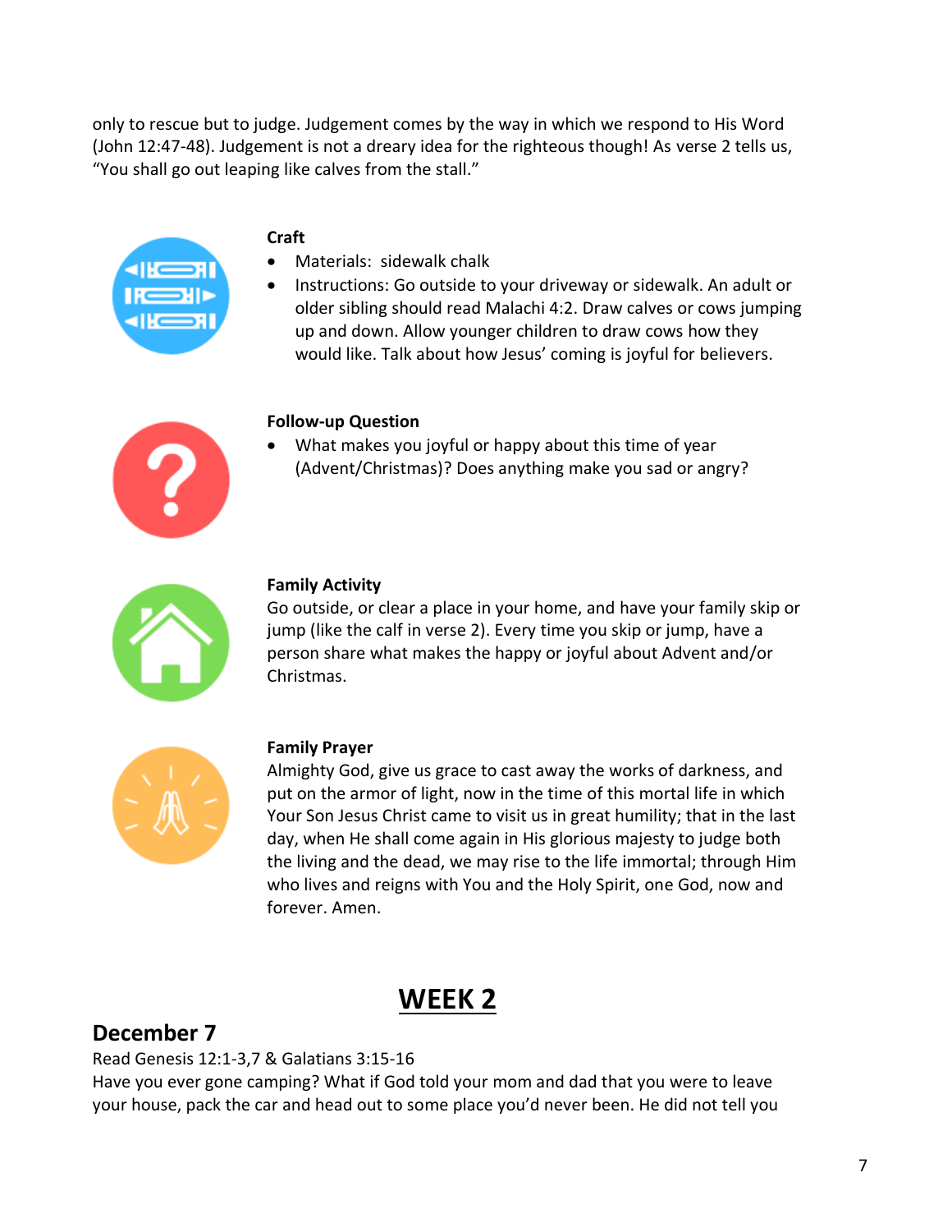only to rescue but to judge. Judgement comes by the way in which we respond to His Word (John 12:47-48). Judgement is not a dreary idea for the righteous though! As verse 2 tells us, "You shall go out leaping like calves from the stall."

**Craft**

- Materials: sidewalk chalk
- Instructions: Go outside to your driveway or sidewalk. An adult or older sibling should read Malachi 4:2. Draw calves or cows jumping up and down. Allow younger children to draw cows how they would like. Talk about how Jesus' coming is joyful for believers.

**Follow-up Question**

- What makes you joyful or happy about this time of year (Advent/Christmas)? Does anything make you sad or angry?

**Family Activity**

Go outside, or clear a place in your home, and have your family skip or jump (like the calf in verse 2). Every time you skip or jump, have a person share what makes the happy or joyful about Advent and/or Christmas.

**Family Prayer**

Almighty God, give us grace to cast away the works of darkness, and put on the armor of light, now in the time of this mortal life in which Your Son Jesus Christ came to visit us in great humility; that in the last day, when He shall come again in His glorious majesty to judge both the living and the dead, we may rise to the life immortal; through Him who lives and reigns with You and the Holy Spirit, one God, now and forever. Amen.

# WEEK 2

## December 7

Read Genesis 12:1-3,7 & Galatians 3:15-16

Have you ever gone camping? What if God told your mom and dad that you were to leave your house, pack the car and head out to some place you'd never been. He did not tell you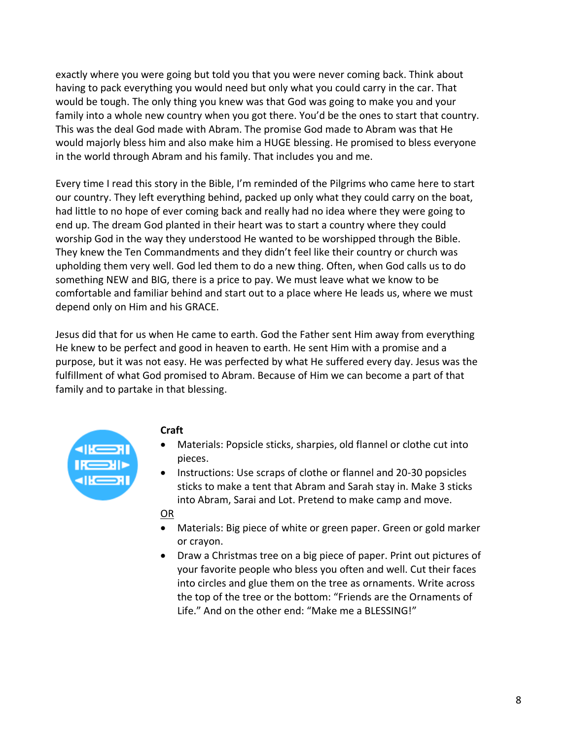exactly where you were going but told you that you were never coming back. Think about having to pack everything you would need but only what you could carry in the car. That would be tough. The only thing you knew was that God was going to make you and your family into a whole new country when you got there. You'd be the ones to start that country. This was the deal God made with Abram. The promise God made to Abram was that He would majorly bless him and also make him a HUGE blessing. He promised to bless everyone in the world through Abram and his family. That includes you and me.

Every time I read this story in the Bible, I'm reminded of the Pilgrims who came here to start our country. They left everything behind, packed up only what they could carry on the boat, had little to no hope of ever coming back and really had no idea where they were going to end up. The dream God planted in their heart was to start a country where they could worship God in the way they understood He wanted to be worshipped through the Bible. They knew the Ten Commandments and they didn't feel like their country or church was upholding them very well. God led them to do a new thing. Often, when God calls us to do something NEW and BIG, there is a price to pay. We must leave what we know to be comfortable and familiar behind and start out to a place where He leads us, where we must depend only on Him and his GRACE.

Jesus did that for us when He came to earth. God the Father sent Him away from everything He knew to be perfect and good in heaven to earth. He sent Him with a promise and a purpose, but it was not easy. He was perfected by what He suffered every day. Jesus was the fulfillment of what God promised to Abram. Because of Him we can become a part of that family and to partake in that blessing.

**Craft**

- Materials: Popsicle sticks, sharpies, old flannel or clothe cut into pieces.
- Instructions: Use scraps of clothe or flannel and 20-30 popsicles sticks to make a tent that Abram and Sarah stay in. Make 3 sticks into Abram, Sarai and Lot. Pretend to make camp and move.

<u>OR</u>

- Materials: Big piece of white or green paper. Green or gold marker or crayon.
- Draw a Christmas tree on a big piece of paper. Print out pictures of your favorite people who bless you often and well. Cut their faces into circles and glue them on the tree as ornaments. Write across the top of the tree or the bottom: "Friends are the Ornaments of Life." And on the other end: "Make me a BLESSING!"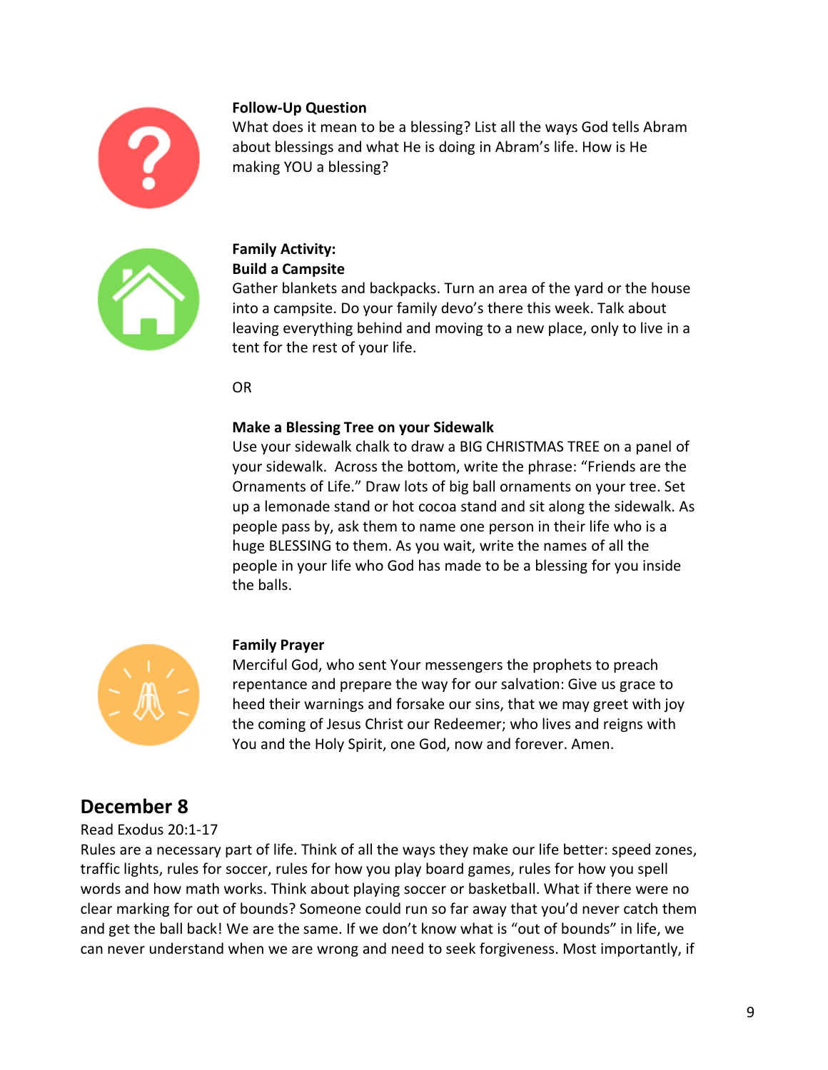**Follow-Up Question**

What does it mean to be a blessing? List all the ways God tells Abram about blessings and what He is doing in Abram's life. How is He making YOU a blessing?

**Family Activity:**

**Build a Campsite**

Gather blankets and backpacks. Turn an area of the yard or the house into a campsite. Do your family devo's there this week. Talk about leaving everything behind and moving to a new place, only to live in a tent for the rest of your life.

OR

**Make a Blessing Tree on your Sidewalk**

Use your sidewalk chalk to draw a BIG CHRISTMAS TREE on a panel of your sidewalk. Across the bottom, write the phrase: "Friends are the Ornaments of Life." Draw lots of big ball ornaments on your tree. Set up a lemonade stand or hot cocoa stand and sit along the sidewalk. As people pass by, ask them to name one person in their life who is a huge BLESSING to them. As you wait, write the names of all the people in your life who God has made to be a blessing for you inside the balls.

**Family Prayer**

Merciful God, who sent Your messengers the prophets to preach repentance and prepare the way for our salvation: Give us grace to heed their warnings and forsake our sins, that we may greet with joy the coming of Jesus Christ our Redeemer; who lives and reigns with You and the Holy Spirit, one God, now and forever. Amen.

## December 8

Read Exodus 20:1-17

Rules are a necessary part of life. Think of all the ways they make our life better: speed zones, traffic lights, rules for soccer, rules for how you play board games, rules for how you spell words and how math works. Think about playing soccer or basketball. What if there were no clear marking for out of bounds? Someone could run so far away that you'd never catch them and get the ball back! We are the same. If we don't know what is "out of bounds" in life, we can never understand when we are wrong and need to seek forgiveness. Most importantly, if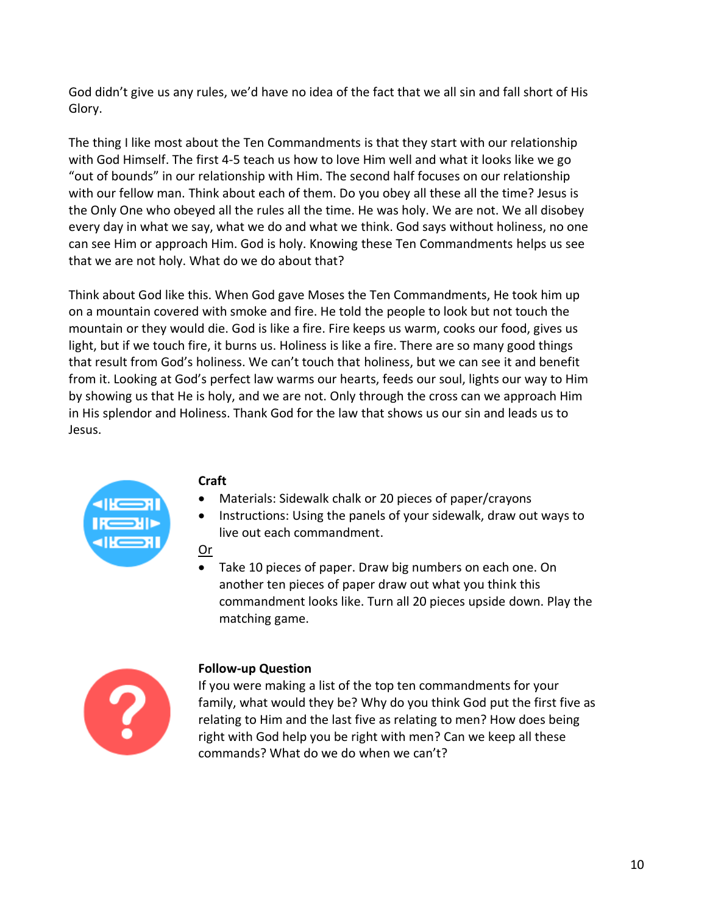God didn't give us any rules, we'd have no idea of the fact that we all sin and fall short of His Glory.

The thing I like most about the Ten Commandments is that they start with our relationship with God Himself. The first 4-5 teach us how to love Him well and what it looks like we go "out of bounds" in our relationship with Him. The second half focuses on our relationship with our fellow man. Think about each of them. Do you obey all these all the time? Jesus is the Only One who obeyed all the rules all the time. He was holy. We are not. We all disobey every day in what we say, what we do and what we think. God says without holiness, no one can see Him or approach Him. God is holy. Knowing these Ten Commandments helps us see that we are not holy. What do we do about that?

Think about God like this. When God gave Moses the Ten Commandments, He took him up on a mountain covered with smoke and fire. He told the people to look but not touch the mountain or they would die. God is like a fire. Fire keeps us warm, cooks our food, gives us light, but if we touch fire, it burns us. Holiness is like a fire. There are so many good things that result from God's holiness. We can't touch that holiness, but we can see it and benefit from it. Looking at God's perfect law warms our hearts, feeds our soul, lights our way to Him by showing us that He is holy, and we are not. Only through the cross can we approach Him in His splendor and Holiness. Thank God for the law that shows us our sin and leads us to Jesus.

**Craft**

- Materials: Sidewalk chalk or 20 pieces of paper/crayons
- Instructions: Using the panels of your sidewalk, draw out ways to live out each commandment.

Or

- Take 10 pieces of paper. Draw big numbers on each one. On another ten pieces of paper draw out what you think this commandment looks like. Turn all 20 pieces upside down. Play the matching game.

**Follow-up Question**

If you were making a list of the top ten commandments for your family, what would they be? Why do you think God put the first five as relating to Him and the last five as relating to men? How does being right with God help you be right with men? Can we keep all these commands? What do we do when we can't?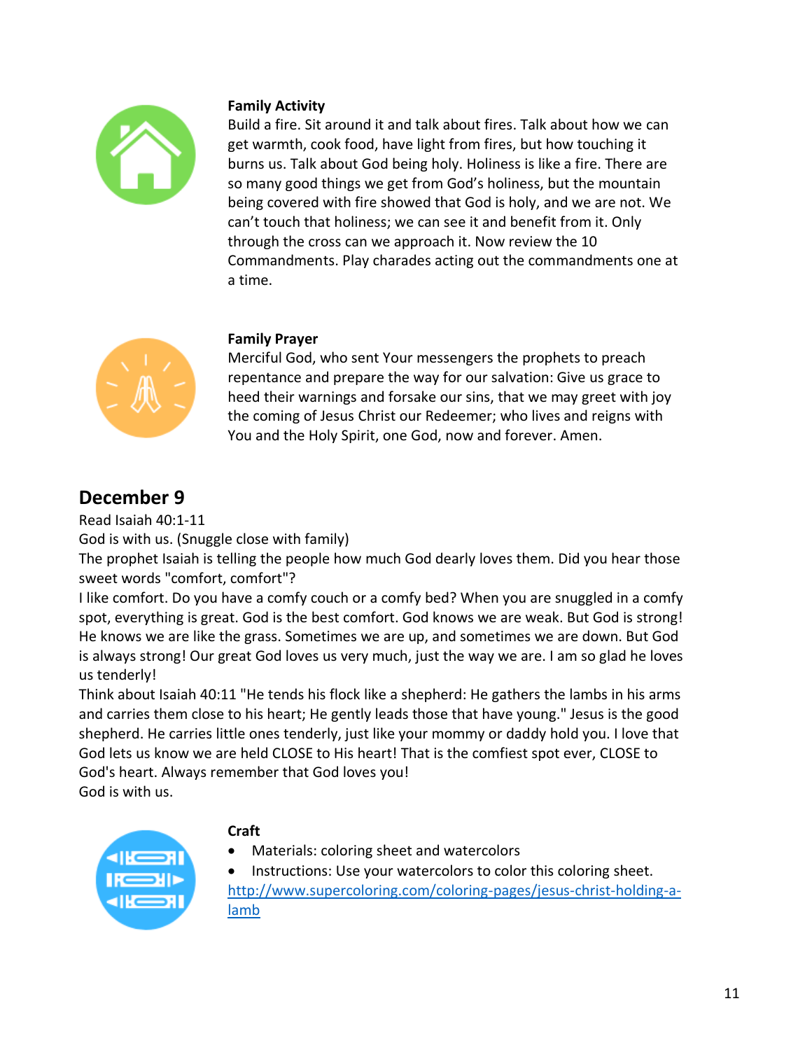**Family Activity**

Build a fire. Sit around it and talk about fires. Talk about how we can get warmth, cook food, have light from fires, but how touching it burns us. Talk about God being holy. Holiness is like a fire. There are so many good things we get from God's holiness, but the mountain being covered with fire showed that God is holy, and we are not. We can't touch that holiness; we can see it and benefit from it. Only through the cross can we approach it. Now review the 10 Commandments. Play charades acting out the commandments one at a time.

**Family Prayer**

Merciful God, who sent Your messengers the prophets to preach repentance and prepare the way for our salvation: Give us grace to heed their warnings and forsake our sins, that we may greet with joy the coming of Jesus Christ our Redeemer; who lives and reigns with You and the Holy Spirit, one God, now and forever. Amen.

## December 9

Read Isaiah 40:1-11

God is with us. (Snuggle close with family)

The prophet Isaiah is telling the people how much God dearly loves them. Did you hear those sweet words "comfort, comfort"?

I like comfort. Do you have a comfy couch or a comfy bed? When you are snuggled in a comfy spot, everything is great. God is the best comfort. God knows we are weak. But God is strong! He knows we are like the grass. Sometimes we are up, and sometimes we are down. But God is always strong! Our great God loves us very much, just the way we are. I am so glad he loves us tenderly!

Think about Isaiah 40:11 "He tends his flock like a shepherd: He gathers the lambs in his arms and carries them close to his heart; He gently leads those that have young." Jesus is the good shepherd. He carries little ones tenderly, just like your mommy or daddy hold you. I love that God lets us know we are held CLOSE to His heart! That is the comfiest spot ever, CLOSE to God's heart. Always remember that God loves you!

God is with us.

**Craft**

- Materials: coloring sheet and watercolors
- Instructions: Use your watercolors to color this coloring sheet. http://www.supercoloring.com/coloring-pages/jesus-christ-holding-a-lamb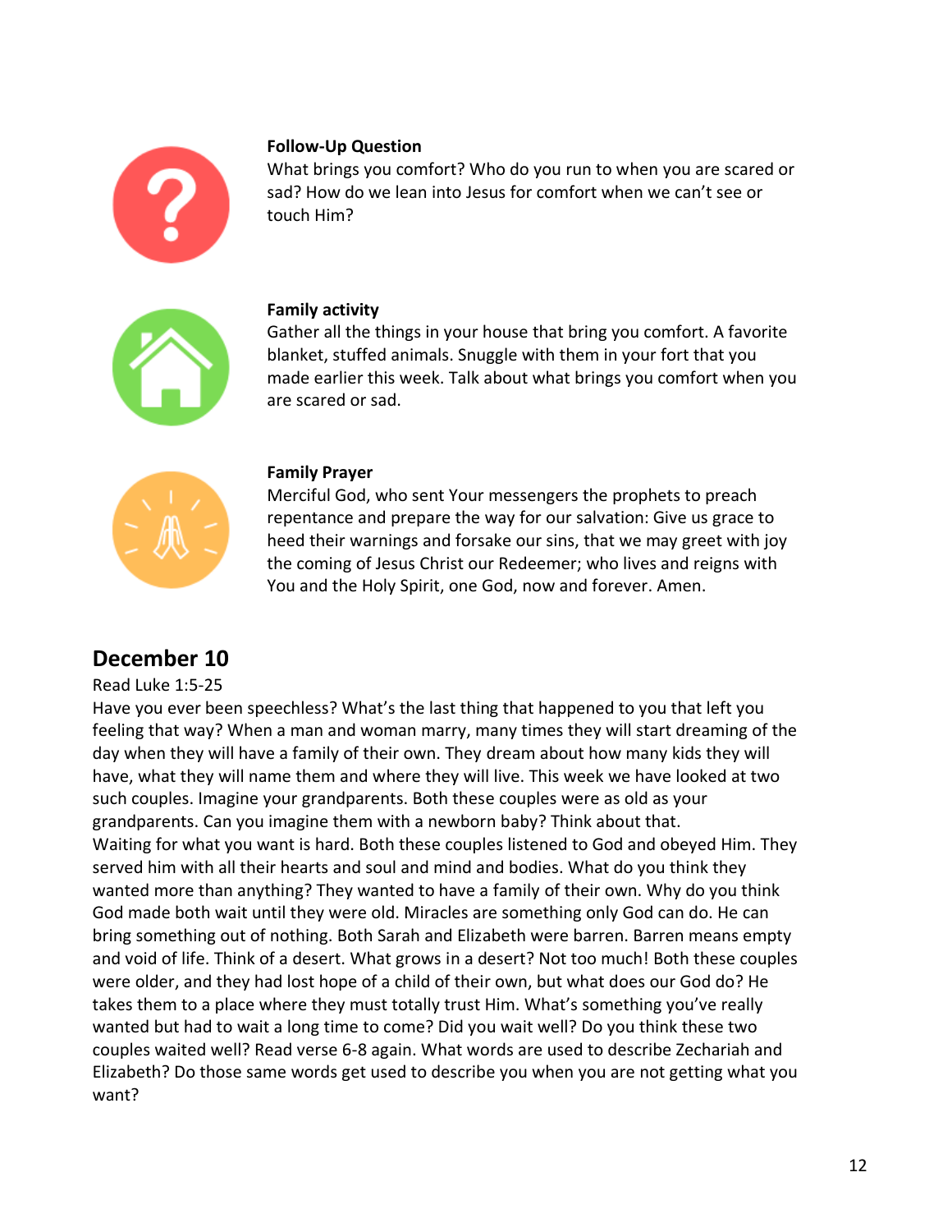**Follow-Up Question**

What brings you comfort? Who do you run to when you are scared or sad? How do we lean into Jesus for comfort when we can't see or touch Him?

**Family activity**

Gather all the things in your house that bring you comfort. A favorite blanket, stuffed animals. Snuggle with them in your fort that you made earlier this week. Talk about what brings you comfort when you are scared or sad.

**Family Prayer**

Merciful God, who sent Your messengers the prophets to preach repentance and prepare the way for our salvation: Give us grace to heed their warnings and forsake our sins, that we may greet with joy the coming of Jesus Christ our Redeemer; who lives and reigns with You and the Holy Spirit, one God, now and forever. Amen.

## December 10

Read Luke 1:5-25

Have you ever been speechless? What's the last thing that happened to you that left you feeling that way? When a man and woman marry, many times they will start dreaming of the day when they will have a family of their own. They dream about how many kids they will have, what they will name them and where they will live. This week we have looked at two such couples. Imagine your grandparents. Both these couples were as old as your grandparents. Can you imagine them with a newborn baby? Think about that.
Waiting for what you want is hard. Both these couples listened to God and obeyed Him. They served him with all their hearts and soul and mind and bodies. What do you think they wanted more than anything? They wanted to have a family of their own. Why do you think God made both wait until they were old. Miracles are something only God can do. He can bring something out of nothing. Both Sarah and Elizabeth were barren. Barren means empty and void of life. Think of a desert. What grows in a desert? Not too much! Both these couples were older, and they had lost hope of a child of their own, but what does our God do? He takes them to a place where they must totally trust Him. What's something you've really wanted but had to wait a long time to come? Did you wait well? Do you think these two couples waited well? Read verse 6-8 again. What words are used to describe Zechariah and Elizabeth? Do those same words get used to describe you when you are not getting what you want?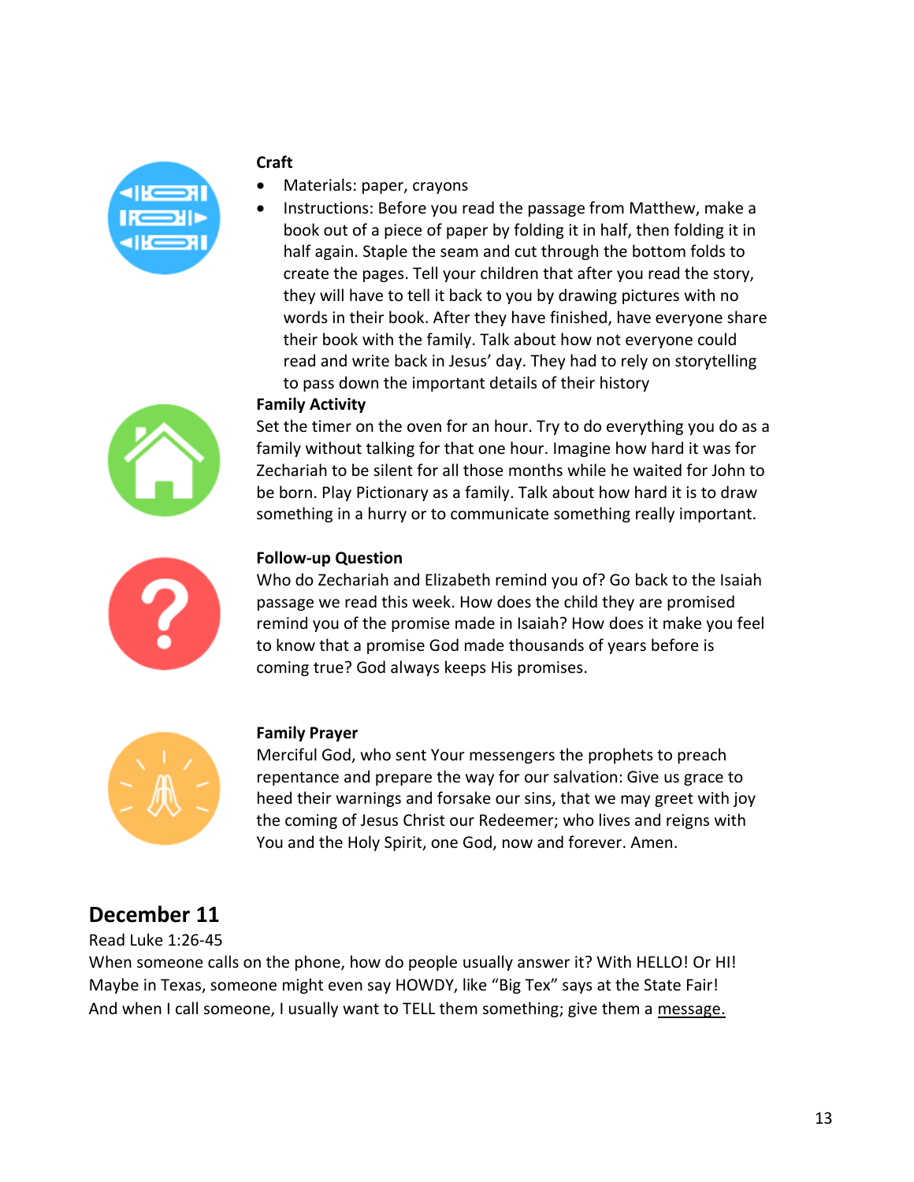**Craft**

- Materials: paper, crayons
- Instructions: Before you read the passage from Matthew, make a book out of a piece of paper by folding it in half, then folding it in half again. Staple the seam and cut through the bottom folds to create the pages. Tell your children that after you read the story, they will have to tell it back to you by drawing pictures with no words in their book. After they have finished, have everyone share their book with the family. Talk about how not everyone could read and write back in Jesus' day. They had to rely on storytelling to pass down the important details of their history

**Family Activity**

Set the timer on the oven for an hour. Try to do everything you do as a family without talking for that one hour. Imagine how hard it was for Zechariah to be silent for all those months while he waited for John to be born. Play Pictionary as a family. Talk about how hard it is to draw something in a hurry or to communicate something really important.

**Follow-up Question**

Who do Zechariah and Elizabeth remind you of? Go back to the Isaiah passage we read this week. How does the child they are promised remind you of the promise made in Isaiah? How does it make you feel to know that a promise God made thousands of years before is coming true? God always keeps His promises.

**Family Prayer**

Merciful God, who sent Your messengers the prophets to preach repentance and prepare the way for our salvation: Give us grace to heed their warnings and forsake our sins, that we may greet with joy the coming of Jesus Christ our Redeemer; who lives and reigns with You and the Holy Spirit, one God, now and forever. Amen.

## December 11

Read Luke 1:26-45

When someone calls on the phone, how do people usually answer it? With HELLO! Or HI! Maybe in Texas, someone might even say HOWDY, like "Big Tex" says at the State Fair! And when I call someone, I usually want to TELL them something; give them a message.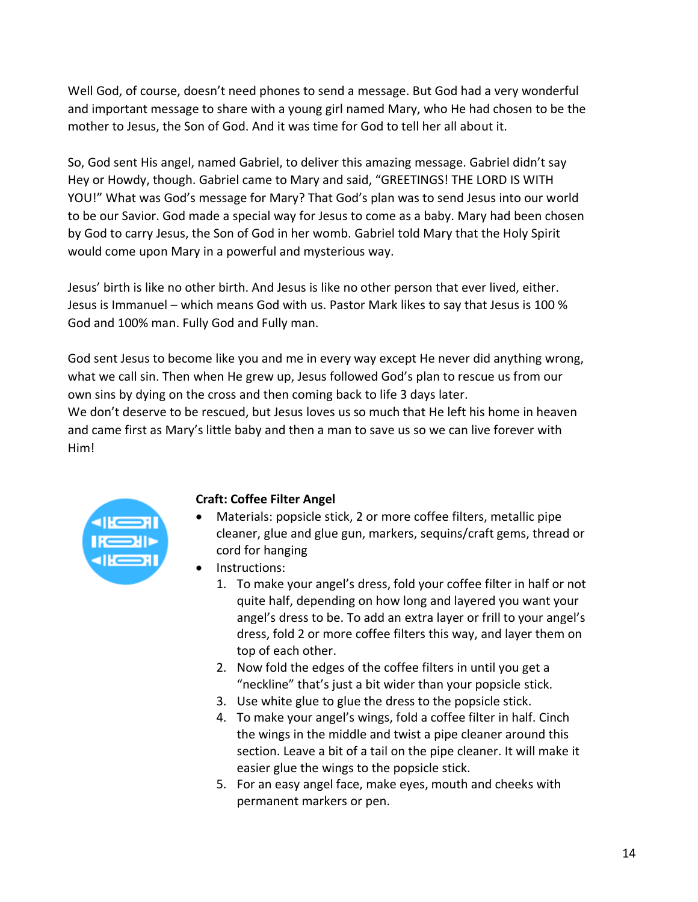Well God, of course, doesn't need phones to send a message. But God had a very wonderful and important message to share with a young girl named Mary, who He had chosen to be the mother to Jesus, the Son of God. And it was time for God to tell her all about it.

So, God sent His angel, named Gabriel, to deliver this amazing message. Gabriel didn't say Hey or Howdy, though. Gabriel came to Mary and said, "GREETINGS! THE LORD IS WITH YOU!" What was God's message for Mary? That God's plan was to send Jesus into our world to be our Savior. God made a special way for Jesus to come as a baby. Mary had been chosen by God to carry Jesus, the Son of God in her womb. Gabriel told Mary that the Holy Spirit would come upon Mary in a powerful and mysterious way.

Jesus' birth is like no other birth. And Jesus is like no other person that ever lived, either. Jesus is Immanuel – which means God with us. Pastor Mark likes to say that Jesus is 100 % God and 100% man. Fully God and Fully man.

God sent Jesus to become like you and me in every way except He never did anything wrong, what we call sin. Then when He grew up, Jesus followed God's plan to rescue us from our own sins by dying on the cross and then coming back to life 3 days later.
We don't deserve to be rescued, but Jesus loves us so much that He left his home in heaven and came first as Mary's little baby and then a man to save us so we can live forever with Him!

**Craft: Coffee Filter Angel**

- Materials: popsicle stick, 2 or more coffee filters, metallic pipe cleaner, glue and glue gun, markers, sequins/craft gems, thread or cord for hanging
- Instructions:
  1. To make your angel's dress, fold your coffee filter in half or not quite half, depending on how long and layered you want your angel's dress to be. To add an extra layer or frill to your angel's dress, fold 2 or more coffee filters this way, and layer them on top of each other.
  2. Now fold the edges of the coffee filters in until you get a "neckline" that's just a bit wider than your popsicle stick.
  3. Use white glue to glue the dress to the popsicle stick.
  4. To make your angel's wings, fold a coffee filter in half. Cinch the wings in the middle and twist a pipe cleaner around this section. Leave a bit of a tail on the pipe cleaner. It will make it easier glue the wings to the popsicle stick.
  5. For an easy angel face, make eyes, mouth and cheeks with permanent markers or pen.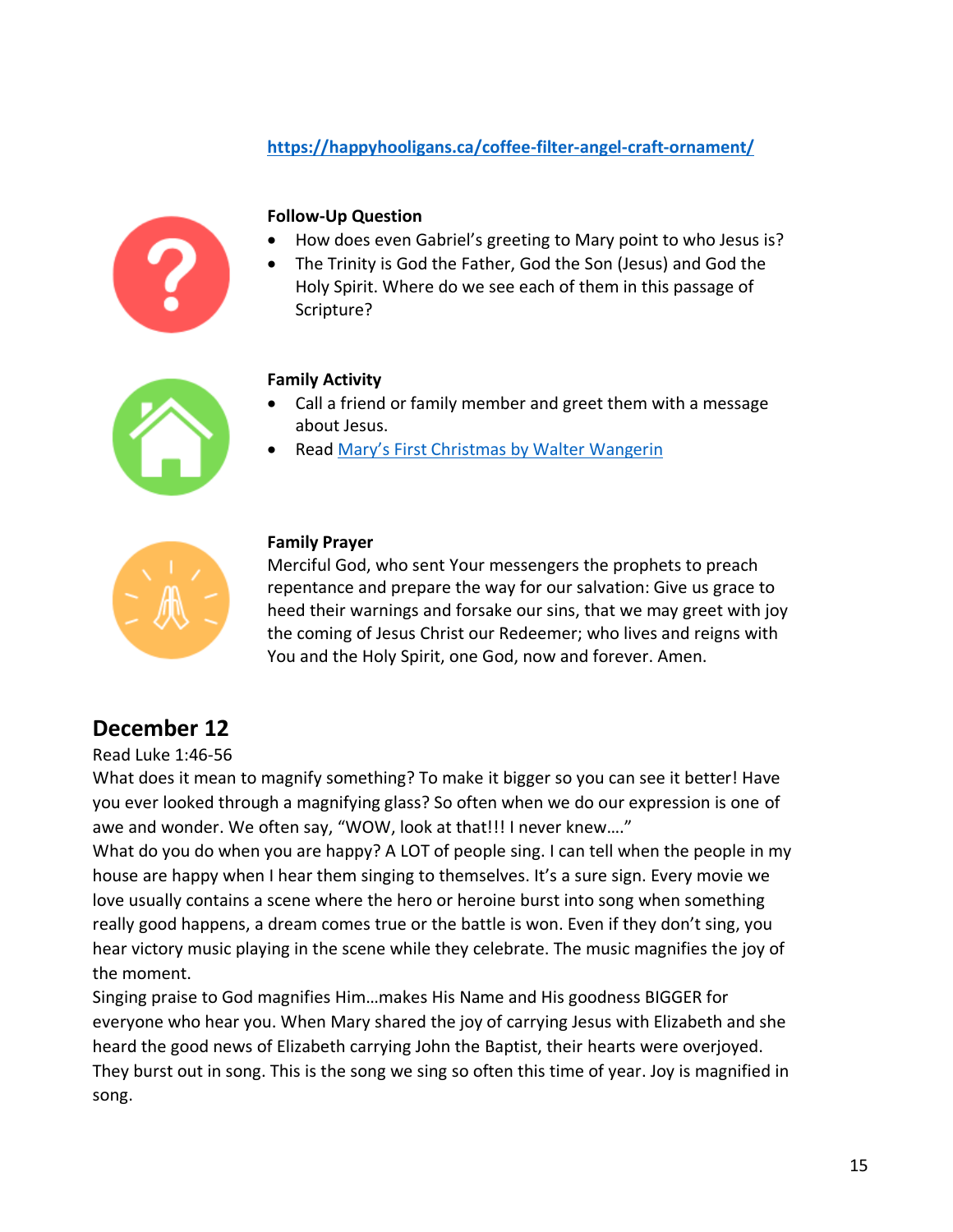https://happyhooligans.ca/coffee-filter-angel-craft-ornament/

**Follow-Up Question**

- How does even Gabriel's greeting to Mary point to who Jesus is?
- The Trinity is God the Father, God the Son (Jesus) and God the Holy Spirit. Where do we see each of them in this passage of Scripture?

**Family Activity**

- Call a friend or family member and greet them with a message about Jesus.
- Read Mary's First Christmas by Walter Wangerin

**Family Prayer**

Merciful God, who sent Your messengers the prophets to preach repentance and prepare the way for our salvation: Give us grace to heed their warnings and forsake our sins, that we may greet with joy the coming of Jesus Christ our Redeemer; who lives and reigns with You and the Holy Spirit, one God, now and forever. Amen.

## December 12

Read Luke 1:46-56

What does it mean to magnify something? To make it bigger so you can see it better! Have you ever looked through a magnifying glass? So often when we do our expression is one of awe and wonder. We often say, "WOW, look at that!!! I never knew…."

What do you do when you are happy? A LOT of people sing. I can tell when the people in my house are happy when I hear them singing to themselves. It's a sure sign. Every movie we love usually contains a scene where the hero or heroine burst into song when something really good happens, a dream comes true or the battle is won. Even if they don't sing, you hear victory music playing in the scene while they celebrate. The music magnifies the joy of the moment.

Singing praise to God magnifies Him…makes His Name and His goodness BIGGER for everyone who hear you. When Mary shared the joy of carrying Jesus with Elizabeth and she heard the good news of Elizabeth carrying John the Baptist, their hearts were overjoyed. They burst out in song. This is the song we sing so often this time of year. Joy is magnified in song.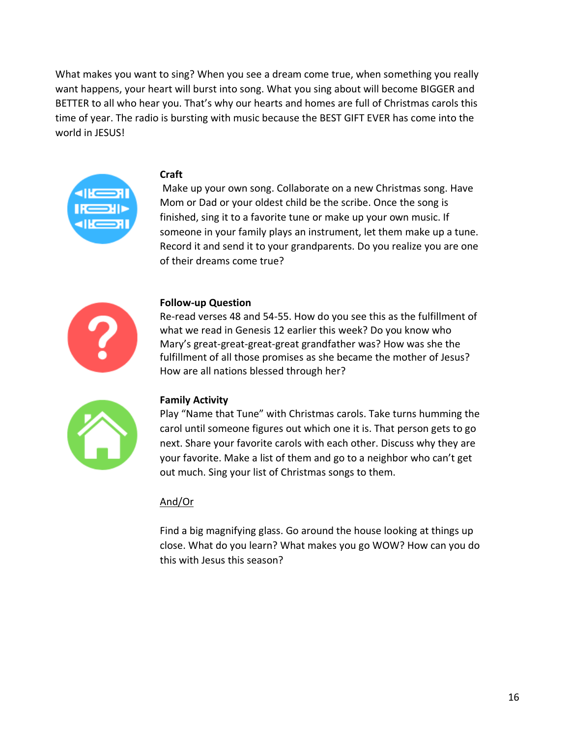What makes you want to sing? When you see a dream come true, when something you really want happens, your heart will burst into song. What you sing about will become BIGGER and BETTER to all who hear you. That's why our hearts and homes are full of Christmas carols this time of year. The radio is bursting with music because the BEST GIFT EVER has come into the world in JESUS!

**Craft**

Make up your own song. Collaborate on a new Christmas song. Have Mom or Dad or your oldest child be the scribe. Once the song is finished, sing it to a favorite tune or make up your own music. If someone in your family plays an instrument, let them make up a tune. Record it and send it to your grandparents. Do you realize you are one of their dreams come true?

**Follow-up Question**

Re-read verses 48 and 54-55. How do you see this as the fulfillment of what we read in Genesis 12 earlier this week? Do you know who Mary's great-great-great-great grandfather was? How was she the fulfillment of all those promises as she became the mother of Jesus? How are all nations blessed through her?

**Family Activity**

Play "Name that Tune" with Christmas carols. Take turns humming the carol until someone figures out which one it is. That person gets to go next. Share your favorite carols with each other. Discuss why they are your favorite. Make a list of them and go to a neighbor who can't get out much. Sing your list of Christmas songs to them.

<u>And/Or</u>

Find a big magnifying glass. Go around the house looking at things up close. What do you learn? What makes you go WOW? How can you do this with Jesus this season?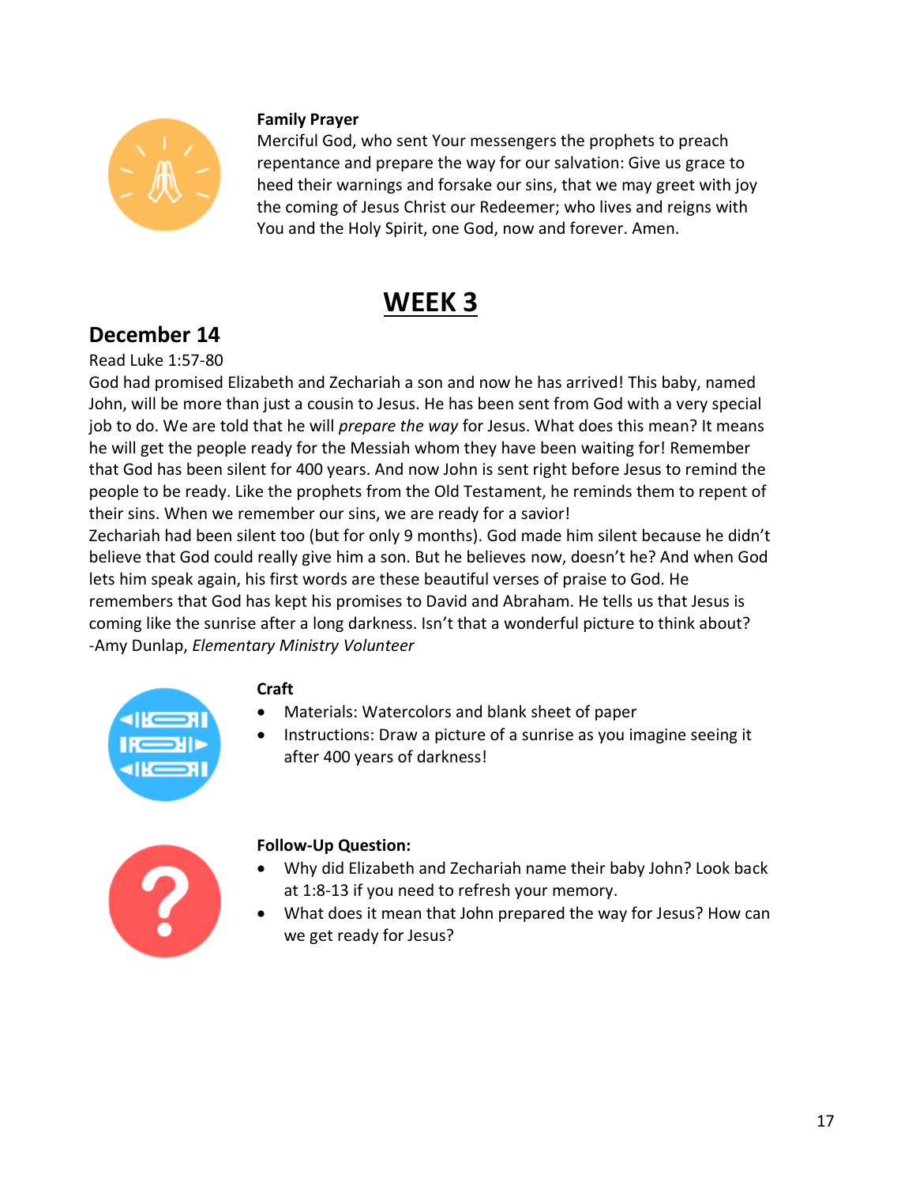**Family Prayer**

Merciful God, who sent Your messengers the prophets to preach repentance and prepare the way for our salvation: Give us grace to heed their warnings and forsake our sins, that we may greet with joy the coming of Jesus Christ our Redeemer; who lives and reigns with You and the Holy Spirit, one God, now and forever. Amen.

# WEEK 3

## December 14

Read Luke 1:57-80

God had promised Elizabeth and Zechariah a son and now he has arrived! This baby, named John, will be more than just a cousin to Jesus. He has been sent from God with a very special job to do. We are told that he will *prepare the way* for Jesus. What does this mean? It means he will get the people ready for the Messiah whom they have been waiting for! Remember that God has been silent for 400 years. And now John is sent right before Jesus to remind the people to be ready. Like the prophets from the Old Testament, he reminds them to repent of their sins. When we remember our sins, we are ready for a savior!

Zechariah had been silent too (but for only 9 months). God made him silent because he didn't believe that God could really give him a son. But he believes now, doesn't he? And when God lets him speak again, his first words are these beautiful verses of praise to God. He remembers that God has kept his promises to David and Abraham. He tells us that Jesus is coming like the sunrise after a long darkness. Isn't that a wonderful picture to think about?

-Amy Dunlap, *Elementary Ministry Volunteer*

**Craft**

- Materials: Watercolors and blank sheet of paper
- Instructions: Draw a picture of a sunrise as you imagine seeing it after 400 years of darkness!

**Follow-Up Question:**

- Why did Elizabeth and Zechariah name their baby John? Look back at 1:8-13 if you need to refresh your memory.
- What does it mean that John prepared the way for Jesus? How can we get ready for Jesus?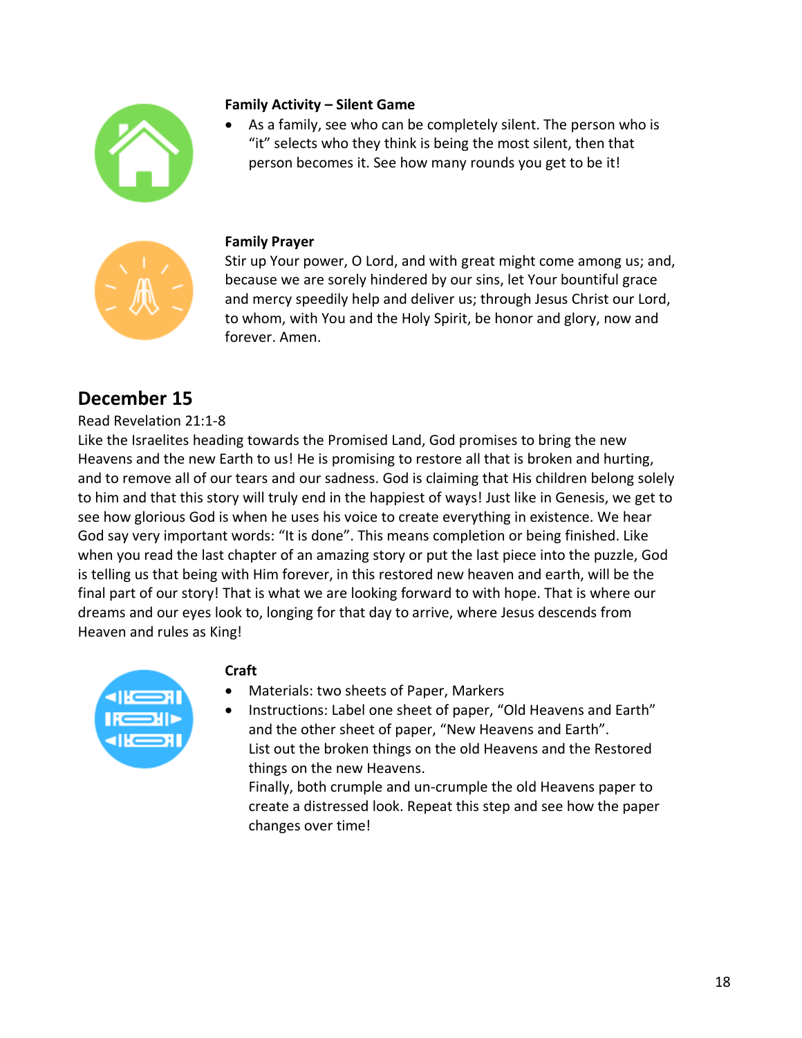**Family Activity – Silent Game**

- As a family, see who can be completely silent. The person who is "it" selects who they think is being the most silent, then that person becomes it. See how many rounds you get to be it!

**Family Prayer**

Stir up Your power, O Lord, and with great might come among us; and, because we are sorely hindered by our sins, let Your bountiful grace and mercy speedily help and deliver us; through Jesus Christ our Lord, to whom, with You and the Holy Spirit, be honor and glory, now and forever. Amen.

## December 15

Read Revelation 21:1-8

Like the Israelites heading towards the Promised Land, God promises to bring the new Heavens and the new Earth to us! He is promising to restore all that is broken and hurting, and to remove all of our tears and our sadness. God is claiming that His children belong solely to him and that this story will truly end in the happiest of ways! Just like in Genesis, we get to see how glorious God is when he uses his voice to create everything in existence. We hear God say very important words: "It is done". This means completion or being finished. Like when you read the last chapter of an amazing story or put the last piece into the puzzle, God is telling us that being with Him forever, in this restored new heaven and earth, will be the final part of our story! That is what we are looking forward to with hope. That is where our dreams and our eyes look to, longing for that day to arrive, where Jesus descends from Heaven and rules as King!

**Craft**

- Materials: two sheets of Paper, Markers
- Instructions: Label one sheet of paper, "Old Heavens and Earth" and the other sheet of paper, "New Heavens and Earth".
  List out the broken things on the old Heavens and the Restored things on the new Heavens.
  Finally, both crumple and un-crumple the old Heavens paper to create a distressed look. Repeat this step and see how the paper changes over time!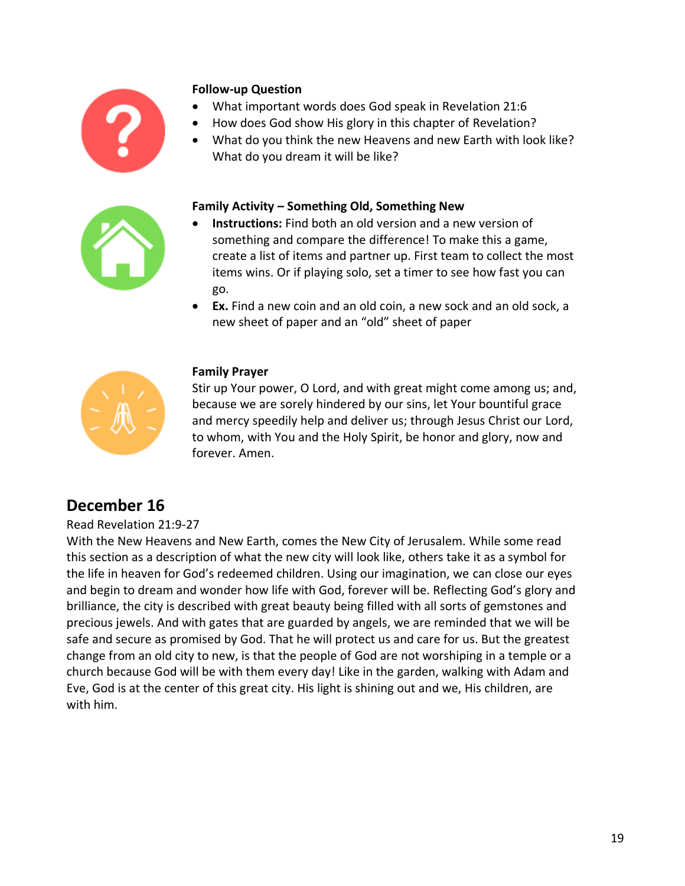**Follow-up Question**

- What important words does God speak in Revelation 21:6
- How does God show His glory in this chapter of Revelation?
- What do you think the new Heavens and new Earth with look like? What do you dream it will be like?

**Family Activity – Something Old, Something New**

- **Instructions:** Find both an old version and a new version of something and compare the difference! To make this a game, create a list of items and partner up. First team to collect the most items wins. Or if playing solo, set a timer to see how fast you can go.
- **Ex.** Find a new coin and an old coin, a new sock and an old sock, a new sheet of paper and an "old" sheet of paper

**Family Prayer**

Stir up Your power, O Lord, and with great might come among us; and, because we are sorely hindered by our sins, let Your bountiful grace and mercy speedily help and deliver us; through Jesus Christ our Lord, to whom, with You and the Holy Spirit, be honor and glory, now and forever. Amen.

## December 16

Read Revelation 21:9-27

With the New Heavens and New Earth, comes the New City of Jerusalem. While some read this section as a description of what the new city will look like, others take it as a symbol for the life in heaven for God's redeemed children. Using our imagination, we can close our eyes and begin to dream and wonder how life with God, forever will be. Reflecting God's glory and brilliance, the city is described with great beauty being filled with all sorts of gemstones and precious jewels. And with gates that are guarded by angels, we are reminded that we will be safe and secure as promised by God. That he will protect us and care for us. But the greatest change from an old city to new, is that the people of God are not worshiping in a temple or a church because God will be with them every day! Like in the garden, walking with Adam and Eve, God is at the center of this great city. His light is shining out and we, His children, are with him.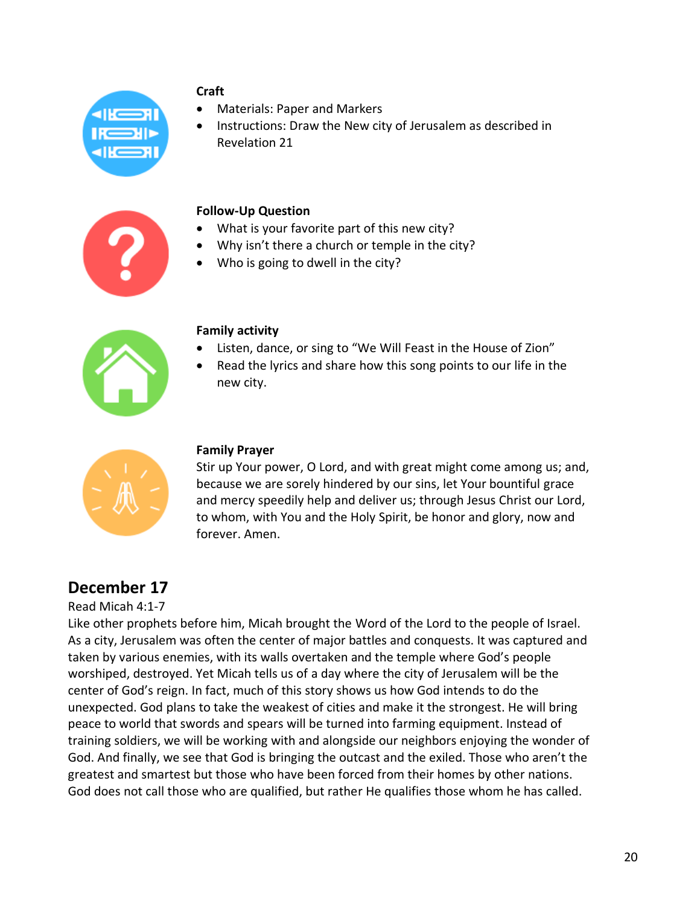**Craft**

- Materials: Paper and Markers
- Instructions: Draw the New city of Jerusalem as described in Revelation 21

**Follow-Up Question**

- What is your favorite part of this new city?
- Why isn't there a church or temple in the city?
- Who is going to dwell in the city?

**Family activity**

- Listen, dance, or sing to "We Will Feast in the House of Zion"
- Read the lyrics and share how this song points to our life in the new city.

**Family Prayer**

Stir up Your power, O Lord, and with great might come among us; and, because we are sorely hindered by our sins, let Your bountiful grace and mercy speedily help and deliver us; through Jesus Christ our Lord, to whom, with You and the Holy Spirit, be honor and glory, now and forever. Amen.

## December 17

Read Micah 4:1-7

Like other prophets before him, Micah brought the Word of the Lord to the people of Israel. As a city, Jerusalem was often the center of major battles and conquests. It was captured and taken by various enemies, with its walls overtaken and the temple where God's people worshiped, destroyed. Yet Micah tells us of a day where the city of Jerusalem will be the center of God's reign. In fact, much of this story shows us how God intends to do the unexpected. God plans to take the weakest of cities and make it the strongest. He will bring peace to world that swords and spears will be turned into farming equipment. Instead of training soldiers, we will be working with and alongside our neighbors enjoying the wonder of God. And finally, we see that God is bringing the outcast and the exiled. Those who aren't the greatest and smartest but those who have been forced from their homes by other nations. God does not call those who are qualified, but rather He qualifies those whom he has called.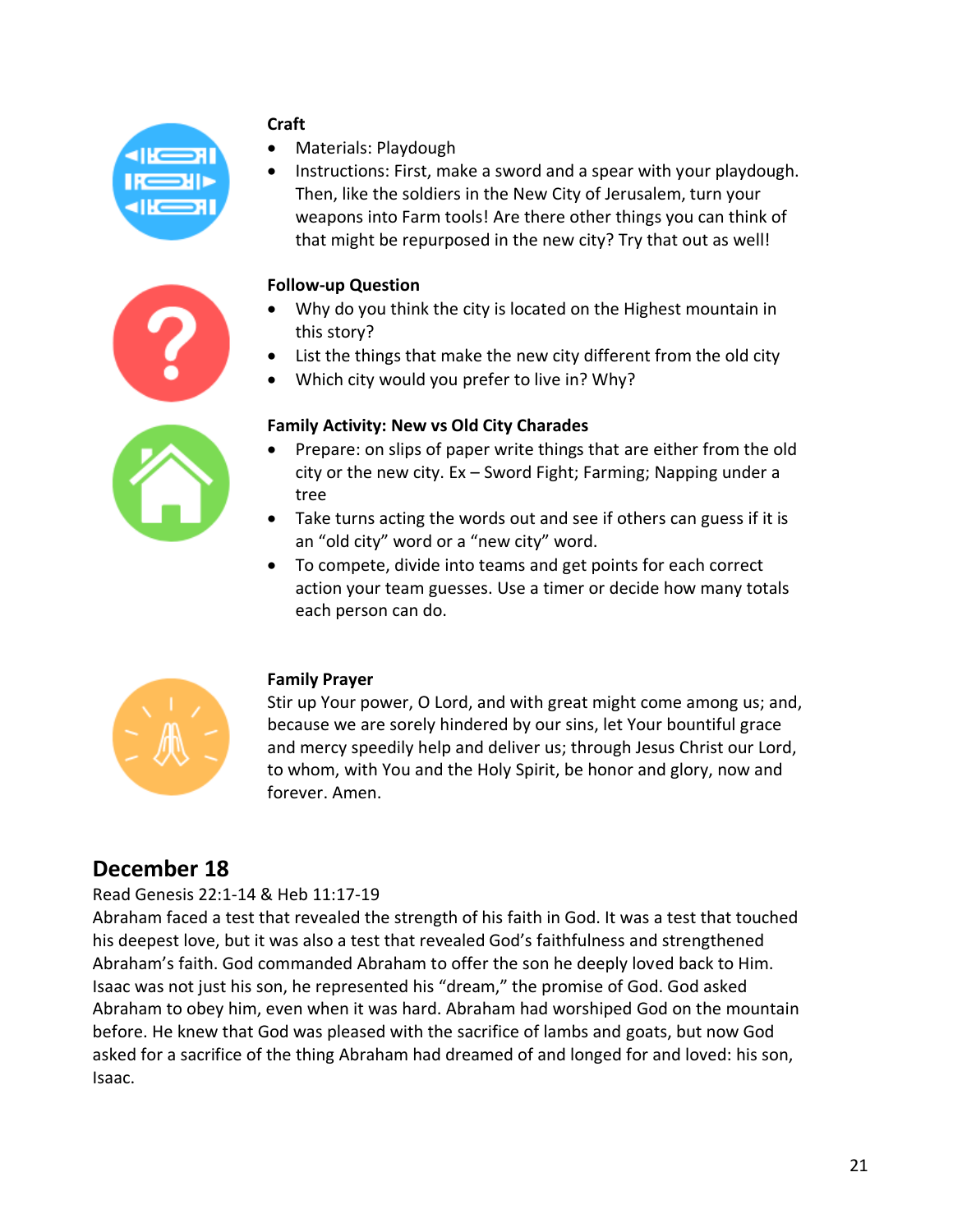**Craft**

- Materials: Playdough
- Instructions: First, make a sword and a spear with your playdough. Then, like the soldiers in the New City of Jerusalem, turn your weapons into Farm tools! Are there other things you can think of that might be repurposed in the new city? Try that out as well!

**Follow-up Question**

- Why do you think the city is located on the Highest mountain in this story?
- List the things that make the new city different from the old city
- Which city would you prefer to live in? Why?

**Family Activity: New vs Old City Charades**

- Prepare: on slips of paper write things that are either from the old city or the new city. Ex – Sword Fight; Farming; Napping under a tree
- Take turns acting the words out and see if others can guess if it is an "old city" word or a "new city" word.
- To compete, divide into teams and get points for each correct action your team guesses. Use a timer or decide how many totals each person can do.

**Family Prayer**

Stir up Your power, O Lord, and with great might come among us; and, because we are sorely hindered by our sins, let Your bountiful grace and mercy speedily help and deliver us; through Jesus Christ our Lord, to whom, with You and the Holy Spirit, be honor and glory, now and forever. Amen.

## December 18

Read Genesis 22:1-14 & Heb 11:17-19

Abraham faced a test that revealed the strength of his faith in God. It was a test that touched his deepest love, but it was also a test that revealed God's faithfulness and strengthened Abraham's faith. God commanded Abraham to offer the son he deeply loved back to Him. Isaac was not just his son, he represented his "dream," the promise of God. God asked Abraham to obey him, even when it was hard. Abraham had worshiped God on the mountain before. He knew that God was pleased with the sacrifice of lambs and goats, but now God asked for a sacrifice of the thing Abraham had dreamed of and longed for and loved: his son, Isaac.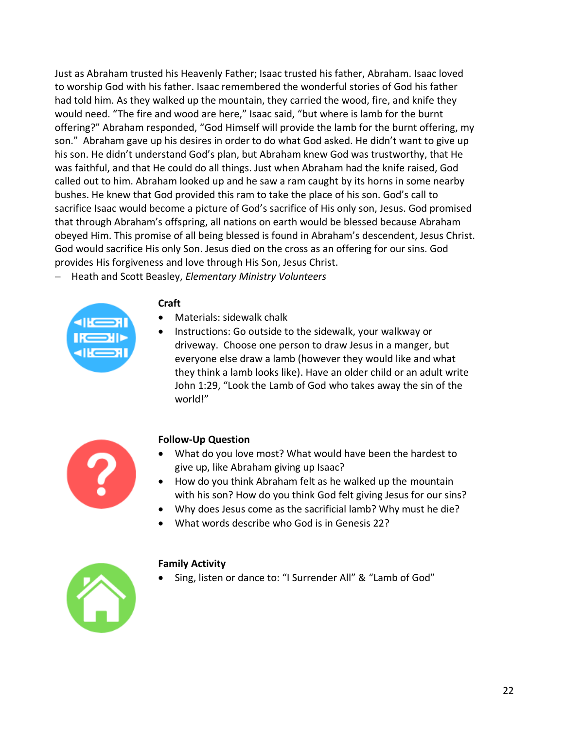Just as Abraham trusted his Heavenly Father; Isaac trusted his father, Abraham. Isaac loved to worship God with his father. Isaac remembered the wonderful stories of God his father had told him. As they walked up the mountain, they carried the wood, fire, and knife they would need. "The fire and wood are here," Isaac said, "but where is lamb for the burnt offering?" Abraham responded, "God Himself will provide the lamb for the burnt offering, my son." Abraham gave up his desires in order to do what God asked. He didn't want to give up his son. He didn't understand God's plan, but Abraham knew God was trustworthy, that He was faithful, and that He could do all things. Just when Abraham had the knife raised, God called out to him. Abraham looked up and he saw a ram caught by its horns in some nearby bushes. He knew that God provided this ram to take the place of his son. God's call to sacrifice Isaac would become a picture of God's sacrifice of His only son, Jesus. God promised that through Abraham's offspring, all nations on earth would be blessed because Abraham obeyed Him. This promise of all being blessed is found in Abraham's descendent, Jesus Christ. God would sacrifice His only Son. Jesus died on the cross as an offering for our sins. God provides His forgiveness and love through His Son, Jesus Christ.

– Heath and Scott Beasley, *Elementary Ministry Volunteers*

**Craft**

- Materials: sidewalk chalk
- Instructions: Go outside to the sidewalk, your walkway or driveway. Choose one person to draw Jesus in a manger, but everyone else draw a lamb (however they would like and what they think a lamb looks like). Have an older child or an adult write John 1:29, "Look the Lamb of God who takes away the sin of the world!"

**Follow-Up Question**

- What do you love most? What would have been the hardest to give up, like Abraham giving up Isaac?
- How do you think Abraham felt as he walked up the mountain with his son? How do you think God felt giving Jesus for our sins?
- Why does Jesus come as the sacrificial lamb? Why must he die?
- What words describe who God is in Genesis 22?

**Family Activity**

- Sing, listen or dance to: "I Surrender All" & "Lamb of God"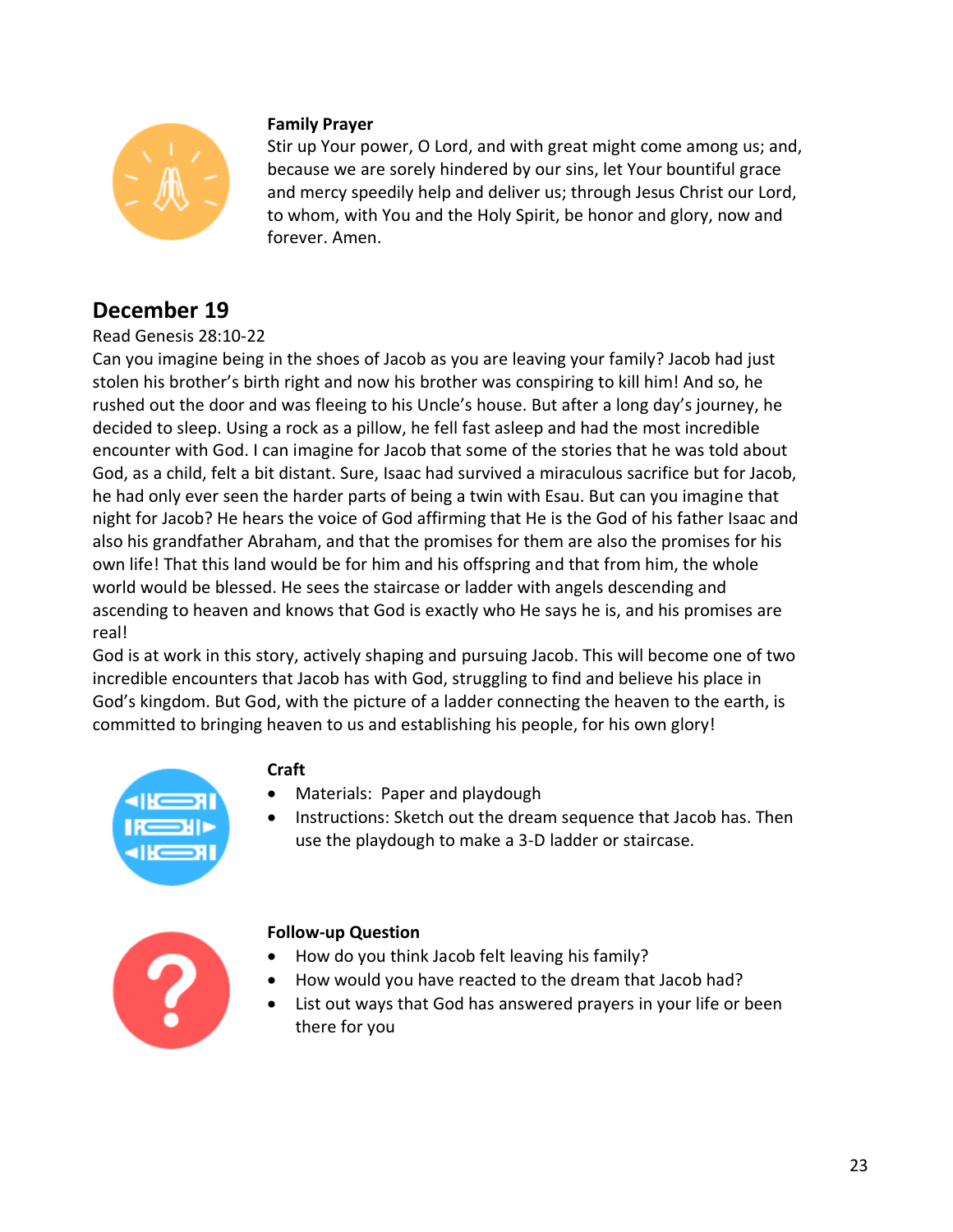**Family Prayer**

Stir up Your power, O Lord, and with great might come among us; and, because we are sorely hindered by our sins, let Your bountiful grace and mercy speedily help and deliver us; through Jesus Christ our Lord, to whom, with You and the Holy Spirit, be honor and glory, now and forever. Amen.

## December 19

Read Genesis 28:10-22

Can you imagine being in the shoes of Jacob as you are leaving your family? Jacob had just stolen his brother's birth right and now his brother was conspiring to kill him! And so, he rushed out the door and was fleeing to his Uncle's house. But after a long day's journey, he decided to sleep. Using a rock as a pillow, he fell fast asleep and had the most incredible encounter with God. I can imagine for Jacob that some of the stories that he was told about God, as a child, felt a bit distant. Sure, Isaac had survived a miraculous sacrifice but for Jacob, he had only ever seen the harder parts of being a twin with Esau. But can you imagine that night for Jacob? He hears the voice of God affirming that He is the God of his father Isaac and also his grandfather Abraham, and that the promises for them are also the promises for his own life! That this land would be for him and his offspring and that from him, the whole world would be blessed. He sees the staircase or ladder with angels descending and ascending to heaven and knows that God is exactly who He says he is, and his promises are real!

God is at work in this story, actively shaping and pursuing Jacob. This will become one of two incredible encounters that Jacob has with God, struggling to find and believe his place in God's kingdom. But God, with the picture of a ladder connecting the heaven to the earth, is committed to bringing heaven to us and establishing his people, for his own glory!

**Craft**

- Materials: Paper and playdough
- Instructions: Sketch out the dream sequence that Jacob has. Then use the playdough to make a 3-D ladder or staircase.

**Follow-up Question**

- How do you think Jacob felt leaving his family?
- How would you have reacted to the dream that Jacob had?
- List out ways that God has answered prayers in your life or been there for you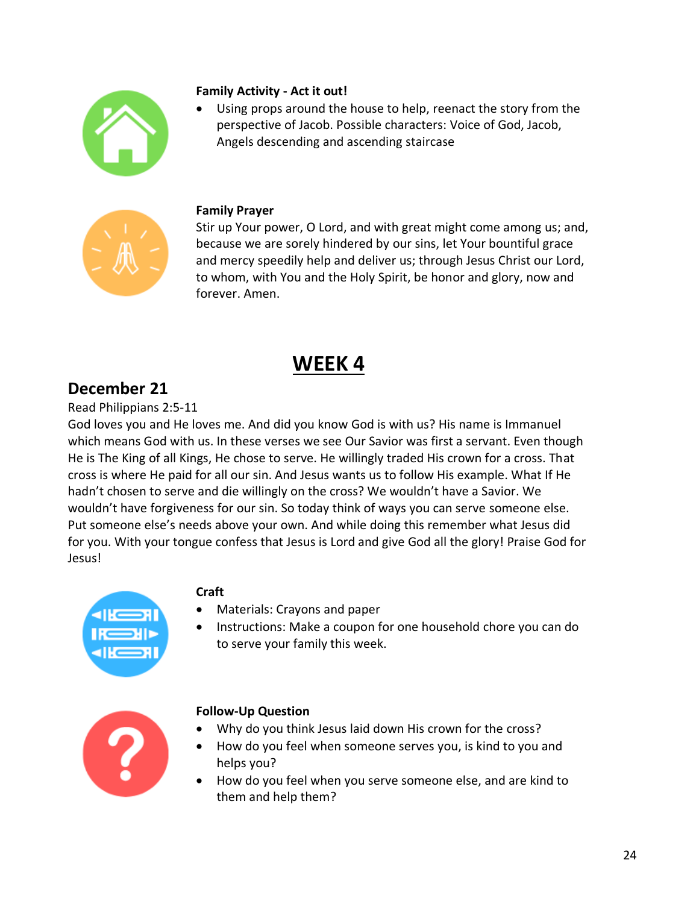**Family Activity - Act it out!**

- Using props around the house to help, reenact the story from the perspective of Jacob. Possible characters: Voice of God, Jacob, Angels descending and ascending staircase

**Family Prayer**

Stir up Your power, O Lord, and with great might come among us; and, because we are sorely hindered by our sins, let Your bountiful grace and mercy speedily help and deliver us; through Jesus Christ our Lord, to whom, with You and the Holy Spirit, be honor and glory, now and forever. Amen.

# WEEK 4

## December 21

Read Philippians 2:5-11

God loves you and He loves me. And did you know God is with us? His name is Immanuel which means God with us. In these verses we see Our Savior was first a servant. Even though He is The King of all Kings, He chose to serve. He willingly traded His crown for a cross. That cross is where He paid for all our sin. And Jesus wants us to follow His example. What If He hadn't chosen to serve and die willingly on the cross? We wouldn't have a Savior. We wouldn't have forgiveness for our sin. So today think of ways you can serve someone else. Put someone else's needs above your own. And while doing this remember what Jesus did for you. With your tongue confess that Jesus is Lord and give God all the glory! Praise God for Jesus!

**Craft**

- Materials: Crayons and paper
- Instructions: Make a coupon for one household chore you can do to serve your family this week.

**Follow-Up Question**

- Why do you think Jesus laid down His crown for the cross?
- How do you feel when someone serves you, is kind to you and helps you?
- How do you feel when you serve someone else, and are kind to them and help them?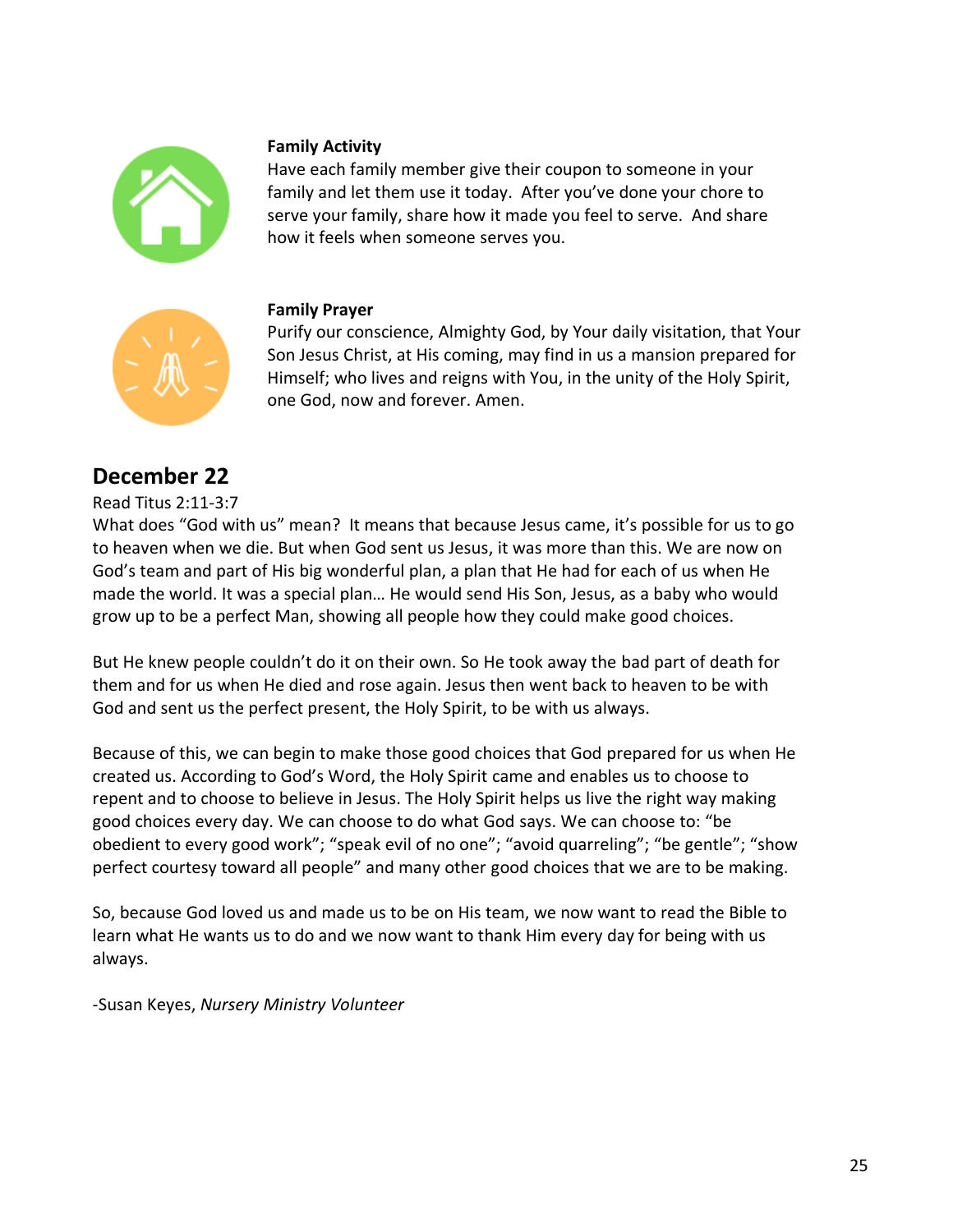**Family Activity**

Have each family member give their coupon to someone in your family and let them use it today. After you've done your chore to serve your family, share how it made you feel to serve. And share how it feels when someone serves you.

**Family Prayer**

Purify our conscience, Almighty God, by Your daily visitation, that Your Son Jesus Christ, at His coming, may find in us a mansion prepared for Himself; who lives and reigns with You, in the unity of the Holy Spirit, one God, now and forever. Amen.

## December 22

Read Titus 2:11-3:7

What does "God with us" mean? It means that because Jesus came, it's possible for us to go to heaven when we die. But when God sent us Jesus, it was more than this. We are now on God's team and part of His big wonderful plan, a plan that He had for each of us when He made the world. It was a special plan… He would send His Son, Jesus, as a baby who would grow up to be a perfect Man, showing all people how they could make good choices.

But He knew people couldn't do it on their own. So He took away the bad part of death for them and for us when He died and rose again. Jesus then went back to heaven to be with God and sent us the perfect present, the Holy Spirit, to be with us always.

Because of this, we can begin to make those good choices that God prepared for us when He created us. According to God's Word, the Holy Spirit came and enables us to choose to repent and to choose to believe in Jesus. The Holy Spirit helps us live the right way making good choices every day. We can choose to do what God says. We can choose to: "be obedient to every good work"; "speak evil of no one"; "avoid quarreling"; "be gentle"; "show perfect courtesy toward all people" and many other good choices that we are to be making.

So, because God loved us and made us to be on His team, we now want to read the Bible to learn what He wants us to do and we now want to thank Him every day for being with us always.

-Susan Keyes, *Nursery Ministry Volunteer*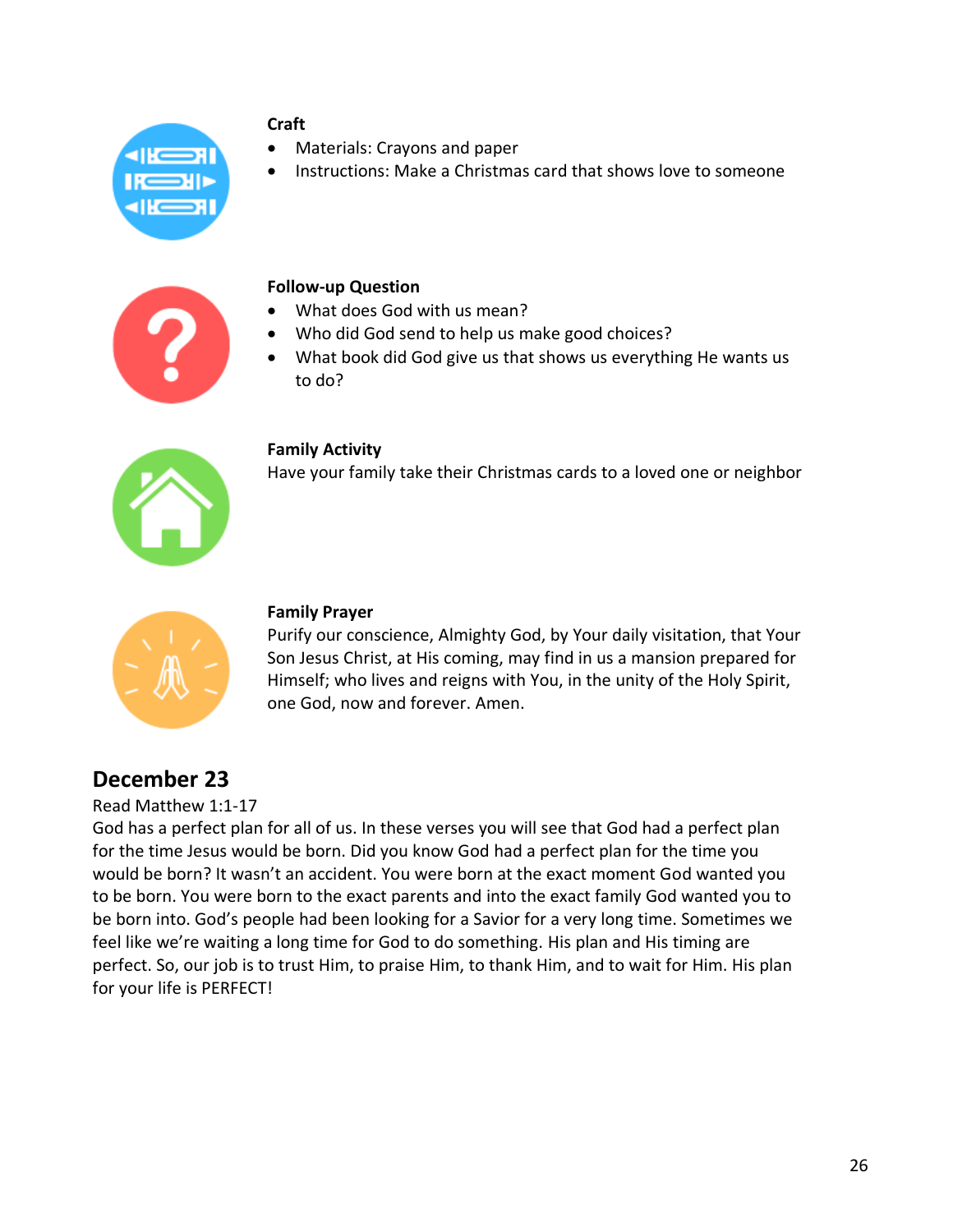**Craft**

- Materials: Crayons and paper
- Instructions: Make a Christmas card that shows love to someone

**Follow-up Question**

- What does God with us mean?
- Who did God send to help us make good choices?
- What book did God give us that shows us everything He wants us to do?

**Family Activity**

Have your family take their Christmas cards to a loved one or neighbor

**Family Prayer**

Purify our conscience, Almighty God, by Your daily visitation, that Your Son Jesus Christ, at His coming, may find in us a mansion prepared for Himself; who lives and reigns with You, in the unity of the Holy Spirit, one God, now and forever. Amen.

## December 23

Read Matthew 1:1-17

God has a perfect plan for all of us. In these verses you will see that God had a perfect plan for the time Jesus would be born. Did you know God had a perfect plan for the time you would be born? It wasn't an accident. You were born at the exact moment God wanted you to be born. You were born to the exact parents and into the exact family God wanted you to be born into. God's people had been looking for a Savior for a very long time. Sometimes we feel like we're waiting a long time for God to do something. His plan and His timing are perfect. So, our job is to trust Him, to praise Him, to thank Him, and to wait for Him. His plan for your life is PERFECT!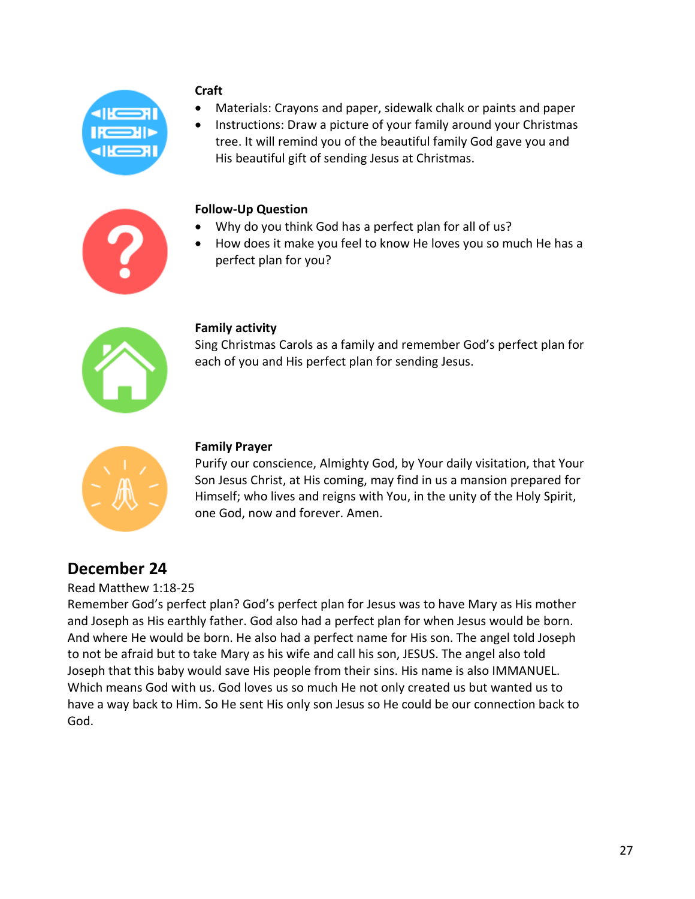**Craft**

- Materials: Crayons and paper, sidewalk chalk or paints and paper
- Instructions: Draw a picture of your family around your Christmas tree. It will remind you of the beautiful family God gave you and His beautiful gift of sending Jesus at Christmas.

**Follow-Up Question**

- Why do you think God has a perfect plan for all of us?
- How does it make you feel to know He loves you so much He has a perfect plan for you?

**Family activity**

Sing Christmas Carols as a family and remember God's perfect plan for each of you and His perfect plan for sending Jesus.

**Family Prayer**

Purify our conscience, Almighty God, by Your daily visitation, that Your Son Jesus Christ, at His coming, may find in us a mansion prepared for Himself; who lives and reigns with You, in the unity of the Holy Spirit, one God, now and forever. Amen.

## December 24

Read Matthew 1:18-25

Remember God's perfect plan? God's perfect plan for Jesus was to have Mary as His mother and Joseph as His earthly father. God also had a perfect plan for when Jesus would be born. And where He would be born. He also had a perfect name for His son. The angel told Joseph to not be afraid but to take Mary as his wife and call his son, JESUS. The angel also told Joseph that this baby would save His people from their sins. His name is also IMMANUEL. Which means God with us. God loves us so much He not only created us but wanted us to have a way back to Him. So He sent His only son Jesus so He could be our connection back to God.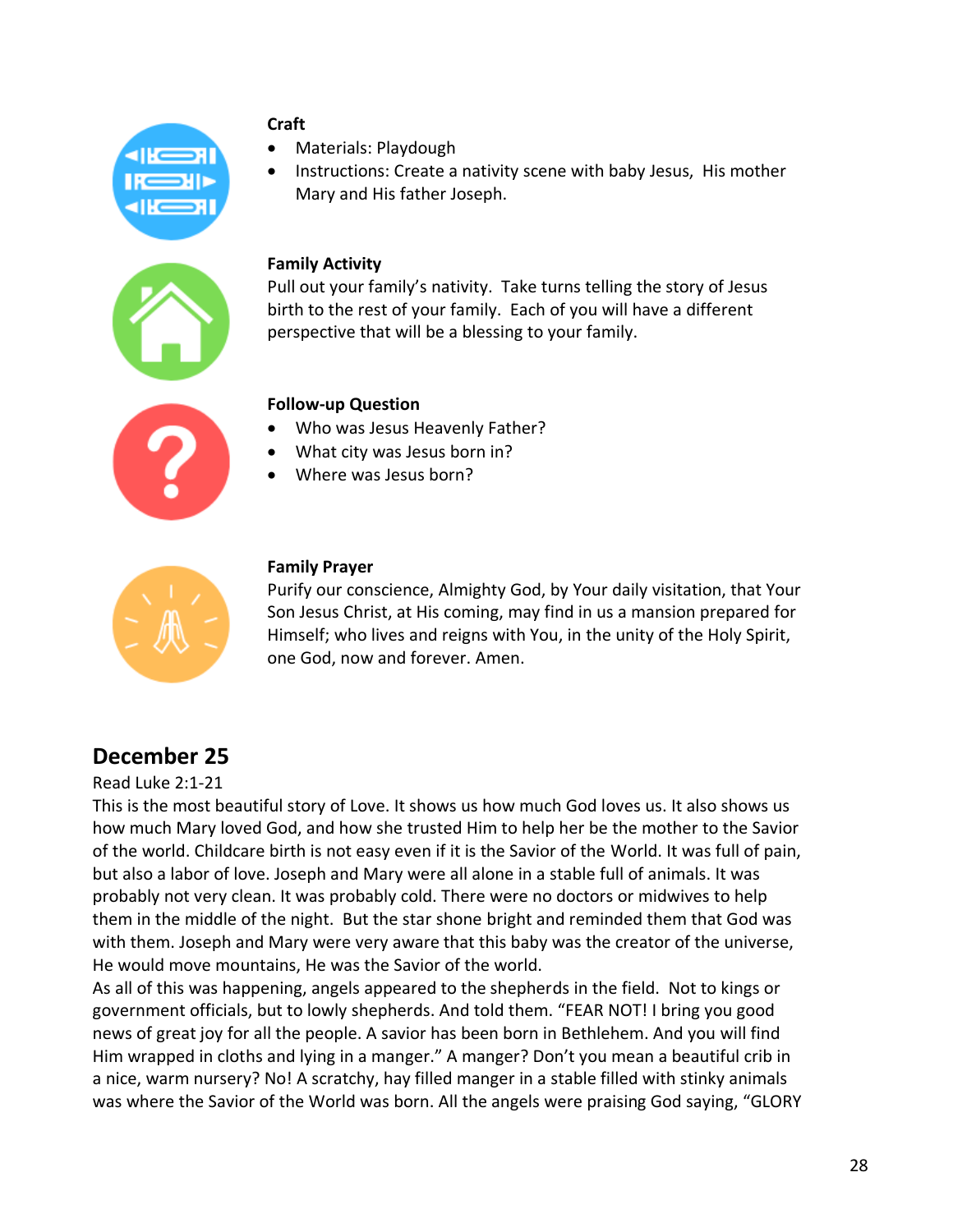**Craft**

- Materials: Playdough
- Instructions: Create a nativity scene with baby Jesus, His mother Mary and His father Joseph.

**Family Activity**

Pull out your family's nativity. Take turns telling the story of Jesus birth to the rest of your family. Each of you will have a different perspective that will be a blessing to your family.

**Follow-up Question**

- Who was Jesus Heavenly Father?
- What city was Jesus born in?
- Where was Jesus born?

**Family Prayer**

Purify our conscience, Almighty God, by Your daily visitation, that Your Son Jesus Christ, at His coming, may find in us a mansion prepared for Himself; who lives and reigns with You, in the unity of the Holy Spirit, one God, now and forever. Amen.

## December 25

Read Luke 2:1-21

This is the most beautiful story of Love. It shows us how much God loves us. It also shows us how much Mary loved God, and how she trusted Him to help her be the mother to the Savior of the world. Childcare birth is not easy even if it is the Savior of the World. It was full of pain, but also a labor of love. Joseph and Mary were all alone in a stable full of animals. It was probably not very clean. It was probably cold. There were no doctors or midwives to help them in the middle of the night. But the star shone bright and reminded them that God was with them. Joseph and Mary were very aware that this baby was the creator of the universe, He would move mountains, He was the Savior of the world.

As all of this was happening, angels appeared to the shepherds in the field. Not to kings or government officials, but to lowly shepherds. And told them. "FEAR NOT! I bring you good news of great joy for all the people. A savior has been born in Bethlehem. And you will find Him wrapped in cloths and lying in a manger." A manger? Don't you mean a beautiful crib in a nice, warm nursery? No! A scratchy, hay filled manger in a stable filled with stinky animals was where the Savior of the World was born. All the angels were praising God saying, "GLORY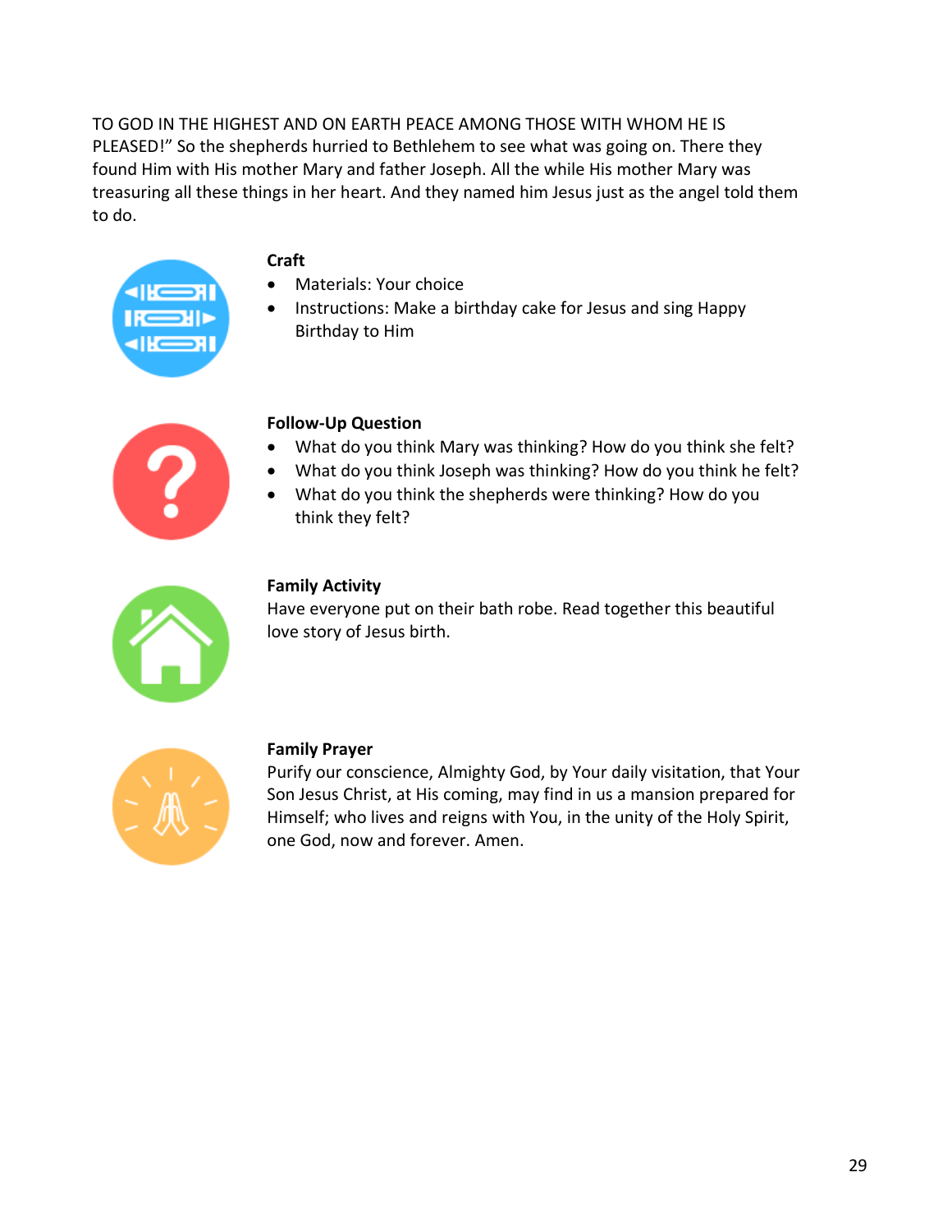TO GOD IN THE HIGHEST AND ON EARTH PEACE AMONG THOSE WITH WHOM HE IS PLEASED!" So the shepherds hurried to Bethlehem to see what was going on. There they found Him with His mother Mary and father Joseph. All the while His mother Mary was treasuring all these things in her heart. And they named him Jesus just as the angel told them to do.

**Craft**

- Materials: Your choice
- Instructions: Make a birthday cake for Jesus and sing Happy Birthday to Him

**Follow-Up Question**

- What do you think Mary was thinking? How do you think she felt?
- What do you think Joseph was thinking? How do you think he felt?
- What do you think the shepherds were thinking? How do you think they felt?

**Family Activity**

Have everyone put on their bath robe. Read together this beautiful love story of Jesus birth.

**Family Prayer**

Purify our conscience, Almighty God, by Your daily visitation, that Your Son Jesus Christ, at His coming, may find in us a mansion prepared for Himself; who lives and reigns with You, in the unity of the Holy Spirit, one God, now and forever. Amen.